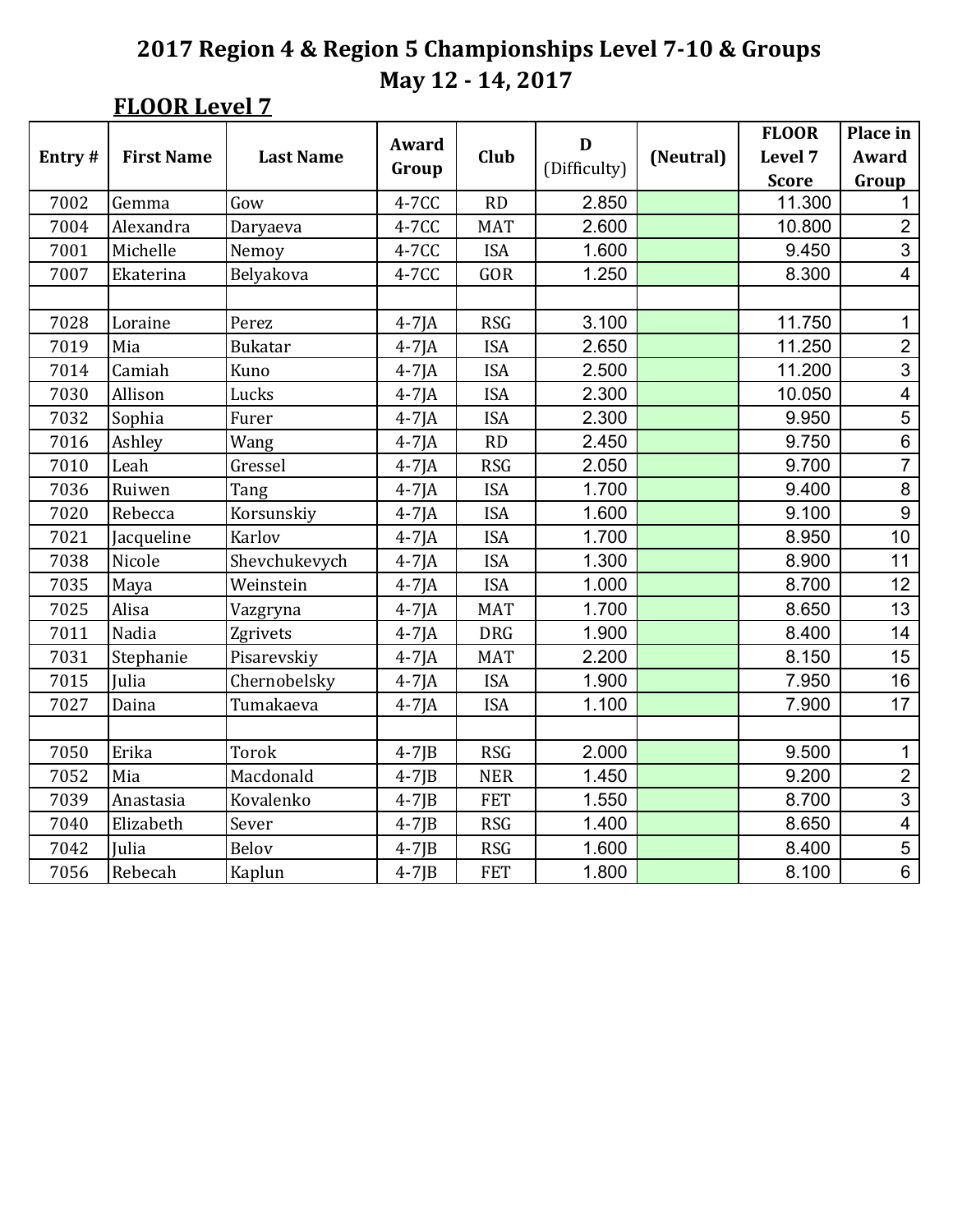# 2017 Region 4 & Region 5 Championships Level 7-10 & Groups

## May 12 - 14, 2017

### FLOOR Level 7

| Entry # | First Name | Last Name | Award Group | Club | D (Difficulty) | (Neutral) | FLOOR Level 7 Score | Place in Award Group |
|---|---|---|---|---|---|---|---|---|
| 7002 | Gemma | Gow | 4-7CC | RD | 2.850 | | 11.300 | 1 |
| 7004 | Alexandra | Daryaeva | 4-7CC | MAT | 2.600 | | 10.800 | 2 |
| 7001 | Michelle | Nemoy | 4-7CC | ISA | 1.600 | | 9.450 | 3 |
| 7007 | Ekaterina | Belyakova | 4-7CC | GOR | 1.250 | | 8.300 | 4 |
| | | | | | | | | |
| 7028 | Loraine | Perez | 4-7JA | RSG | 3.100 | | 11.750 | 1 |
| 7019 | Mia | Bukatar | 4-7JA | ISA | 2.650 | | 11.250 | 2 |
| 7014 | Camiah | Kuno | 4-7JA | ISA | 2.500 | | 11.200 | 3 |
| 7030 | Allison | Lucks | 4-7JA | ISA | 2.300 | | 10.050 | 4 |
| 7032 | Sophia | Furer | 4-7JA | ISA | 2.300 | | 9.950 | 5 |
| 7016 | Ashley | Wang | 4-7JA | RD | 2.450 | | 9.750 | 6 |
| 7010 | Leah | Gressel | 4-7JA | RSG | 2.050 | | 9.700 | 7 |
| 7036 | Ruiwen | Tang | 4-7JA | ISA | 1.700 | | 9.400 | 8 |
| 7020 | Rebecca | Korsunskiy | 4-7JA | ISA | 1.600 | | 9.100 | 9 |
| 7021 | Jacqueline | Karlov | 4-7JA | ISA | 1.700 | | 8.950 | 10 |
| 7038 | Nicole | Shevchukevych | 4-7JA | ISA | 1.300 | | 8.900 | 11 |
| 7035 | Maya | Weinstein | 4-7JA | ISA | 1.000 | | 8.700 | 12 |
| 7025 | Alisa | Vazgryna | 4-7JA | MAT | 1.700 | | 8.650 | 13 |
| 7011 | Nadia | Zgrivets | 4-7JA | DRG | 1.900 | | 8.400 | 14 |
| 7031 | Stephanie | Pisarevskiy | 4-7JA | MAT | 2.200 | | 8.150 | 15 |
| 7015 | Julia | Chernobelsky | 4-7JA | ISA | 1.900 | | 7.950 | 16 |
| 7027 | Daina | Tumakaeva | 4-7JA | ISA | 1.100 | | 7.900 | 17 |
| | | | | | | | | |
| 7050 | Erika | Torok | 4-7JB | RSG | 2.000 | | 9.500 | 1 |
| 7052 | Mia | Macdonald | 4-7JB | NER | 1.450 | | 9.200 | 2 |
| 7039 | Anastasia | Kovalenko | 4-7JB | FET | 1.550 | | 8.700 | 3 |
| 7040 | Elizabeth | Sever | 4-7JB | RSG | 1.400 | | 8.650 | 4 |
| 7042 | Julia | Belov | 4-7JB | RSG | 1.600 | | 8.400 | 5 |
| 7056 | Rebecah | Kaplun | 4-7JB | FET | 1.800 | | 8.100 | 6 |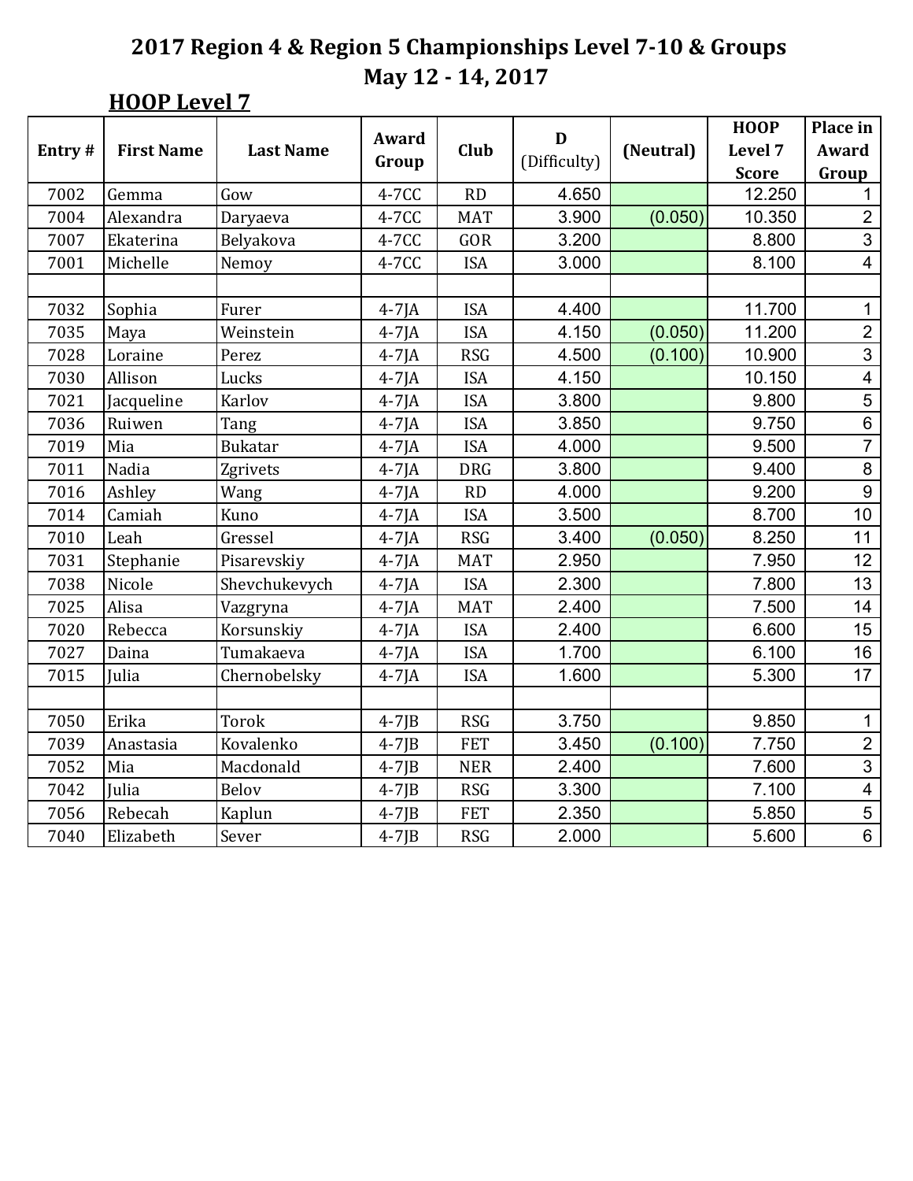# 2017 Region 4 & Region 5 Championships Level 7-10 & Groups

## May 12 - 14, 2017

### HOOP Level 7

| Entry # | First Name | Last Name | Award Group | Club | D (Difficulty) | (Neutral) | HOOP Level 7 Score | Place in Award Group |
|---|---|---|---|---|---|---|---|---|
| 7002 | Gemma | Gow | 4-7CC | RD | 4.650 | | 12.250 | 1 |
| 7004 | Alexandra | Daryaeva | 4-7CC | MAT | 3.900 | (0.050) | 10.350 | 2 |
| 7007 | Ekaterina | Belyakova | 4-7CC | GOR | 3.200 | | 8.800 | 3 |
| 7001 | Michelle | Nemoy | 4-7CC | ISA | 3.000 | | 8.100 | 4 |
| | | | | | | | | |
| 7032 | Sophia | Furer | 4-7JA | ISA | 4.400 | | 11.700 | 1 |
| 7035 | Maya | Weinstein | 4-7JA | ISA | 4.150 | (0.050) | 11.200 | 2 |
| 7028 | Loraine | Perez | 4-7JA | RSG | 4.500 | (0.100) | 10.900 | 3 |
| 7030 | Allison | Lucks | 4-7JA | ISA | 4.150 | | 10.150 | 4 |
| 7021 | Jacqueline | Karlov | 4-7JA | ISA | 3.800 | | 9.800 | 5 |
| 7036 | Ruiwen | Tang | 4-7JA | ISA | 3.850 | | 9.750 | 6 |
| 7019 | Mia | Bukatar | 4-7JA | ISA | 4.000 | | 9.500 | 7 |
| 7011 | Nadia | Zgrivets | 4-7JA | DRG | 3.800 | | 9.400 | 8 |
| 7016 | Ashley | Wang | 4-7JA | RD | 4.000 | | 9.200 | 9 |
| 7014 | Camiah | Kuno | 4-7JA | ISA | 3.500 | | 8.700 | 10 |
| 7010 | Leah | Gressel | 4-7JA | RSG | 3.400 | (0.050) | 8.250 | 11 |
| 7031 | Stephanie | Pisarevskiy | 4-7JA | MAT | 2.950 | | 7.950 | 12 |
| 7038 | Nicole | Shevchukevych | 4-7JA | ISA | 2.300 | | 7.800 | 13 |
| 7025 | Alisa | Vazgryna | 4-7JA | MAT | 2.400 | | 7.500 | 14 |
| 7020 | Rebecca | Korsunskiy | 4-7JA | ISA | 2.400 | | 6.600 | 15 |
| 7027 | Daina | Tumakaeva | 4-7JA | ISA | 1.700 | | 6.100 | 16 |
| 7015 | Julia | Chernobelsky | 4-7JA | ISA | 1.600 | | 5.300 | 17 |
| | | | | | | | | |
| 7050 | Erika | Torok | 4-7JB | RSG | 3.750 | | 9.850 | 1 |
| 7039 | Anastasia | Kovalenko | 4-7JB | FET | 3.450 | (0.100) | 7.750 | 2 |
| 7052 | Mia | Macdonald | 4-7JB | NER | 2.400 | | 7.600 | 3 |
| 7042 | Julia | Belov | 4-7JB | RSG | 3.300 | | 7.100 | 4 |
| 7056 | Rebecah | Kaplun | 4-7JB | FET | 2.350 | | 5.850 | 5 |
| 7040 | Elizabeth | Sever | 4-7JB | RSG | 2.000 | | 5.600 | 6 |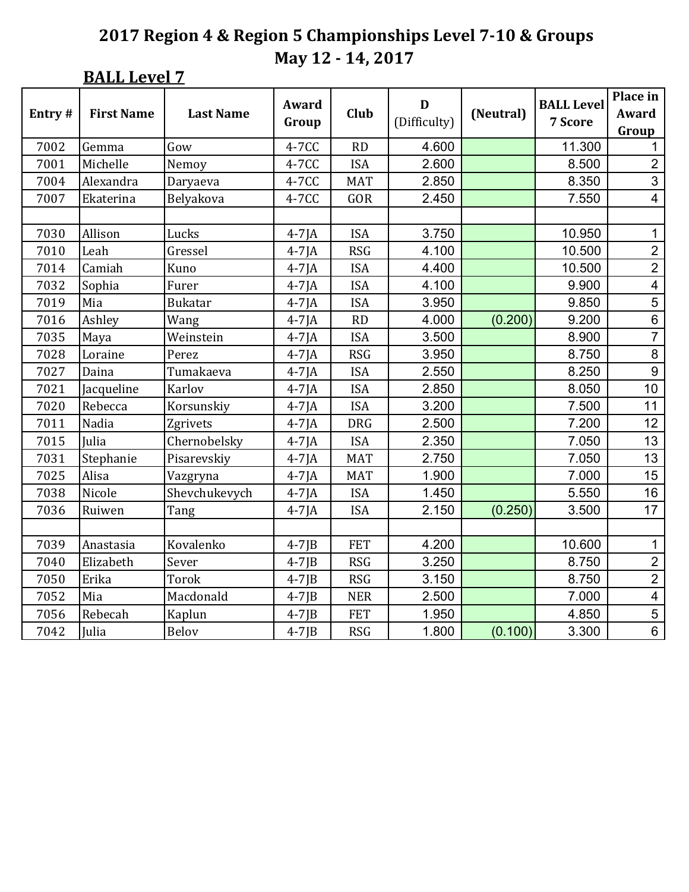# 2017 Region 4 & Region 5 Championships Level 7-10 & Groups

## May 12 - 14, 2017

### BALL Level 7

| Entry # | First Name | Last Name | Award Group | Club | D (Difficulty) | (Neutral) | BALL Level 7 Score | Place in Award Group |
|---|---|---|---|---|---|---|---|---|
| 7002 | Gemma | Gow | 4-7CC | RD | 4.600 | | 11.300 | 1 |
| 7001 | Michelle | Nemoy | 4-7CC | ISA | 2.600 | | 8.500 | 2 |
| 7004 | Alexandra | Daryaeva | 4-7CC | MAT | 2.850 | | 8.350 | 3 |
| 7007 | Ekaterina | Belyakova | 4-7CC | GOR | 2.450 | | 7.550 | 4 |
| | | | | | | | | |
| 7030 | Allison | Lucks | 4-7JA | ISA | 3.750 | | 10.950 | 1 |
| 7010 | Leah | Gressel | 4-7JA | RSG | 4.100 | | 10.500 | 2 |
| 7014 | Camiah | Kuno | 4-7JA | ISA | 4.400 | | 10.500 | 2 |
| 7032 | Sophia | Furer | 4-7JA | ISA | 4.100 | | 9.900 | 4 |
| 7019 | Mia | Bukatar | 4-7JA | ISA | 3.950 | | 9.850 | 5 |
| 7016 | Ashley | Wang | 4-7JA | RD | 4.000 | (0.200) | 9.200 | 6 |
| 7035 | Maya | Weinstein | 4-7JA | ISA | 3.500 | | 8.900 | 7 |
| 7028 | Loraine | Perez | 4-7JA | RSG | 3.950 | | 8.750 | 8 |
| 7027 | Daina | Tumakaeva | 4-7JA | ISA | 2.550 | | 8.250 | 9 |
| 7021 | Jacqueline | Karlov | 4-7JA | ISA | 2.850 | | 8.050 | 10 |
| 7020 | Rebecca | Korsunskiy | 4-7JA | ISA | 3.200 | | 7.500 | 11 |
| 7011 | Nadia | Zgrivets | 4-7JA | DRG | 2.500 | | 7.200 | 12 |
| 7015 | Julia | Chernobelsky | 4-7JA | ISA | 2.350 | | 7.050 | 13 |
| 7031 | Stephanie | Pisarevskiy | 4-7JA | MAT | 2.750 | | 7.050 | 13 |
| 7025 | Alisa | Vazgryna | 4-7JA | MAT | 1.900 | | 7.000 | 15 |
| 7038 | Nicole | Shevchukevych | 4-7JA | ISA | 1.450 | | 5.550 | 16 |
| 7036 | Ruiwen | Tang | 4-7JA | ISA | 2.150 | (0.250) | 3.500 | 17 |
| | | | | | | | | |
| 7039 | Anastasia | Kovalenko | 4-7JB | FET | 4.200 | | 10.600 | 1 |
| 7040 | Elizabeth | Sever | 4-7JB | RSG | 3.250 | | 8.750 | 2 |
| 7050 | Erika | Torok | 4-7JB | RSG | 3.150 | | 8.750 | 2 |
| 7052 | Mia | Macdonald | 4-7JB | NER | 2.500 | | 7.000 | 4 |
| 7056 | Rebecah | Kaplun | 4-7JB | FET | 1.950 | | 4.850 | 5 |
| 7042 | Julia | Belov | 4-7JB | RSG | 1.800 | (0.100) | 3.300 | 6 |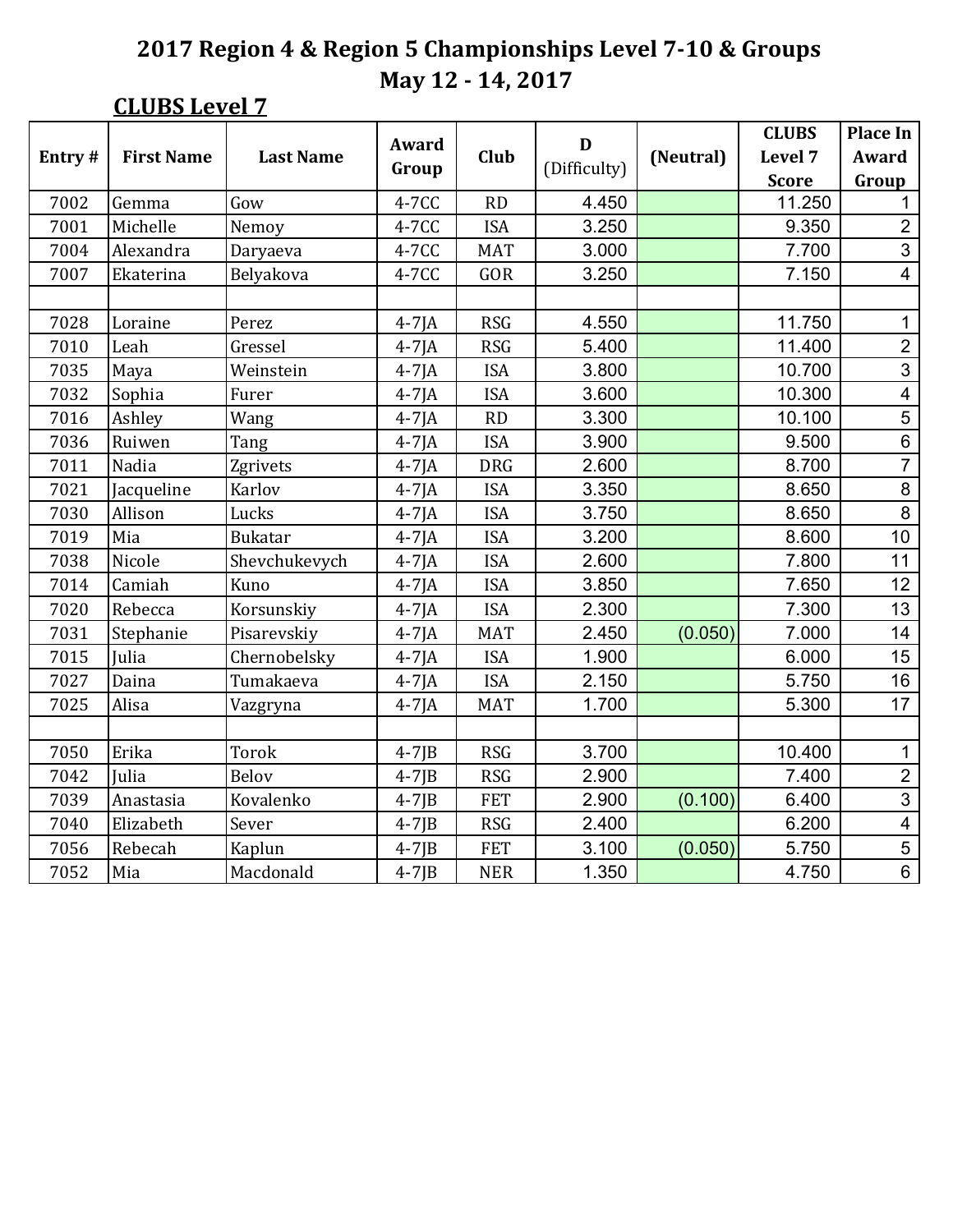# 2017 Region 4 & Region 5 Championships Level 7-10 & Groups

## May 12 - 14, 2017

### CLUBS Level 7

| Entry # | First Name | Last Name | Award Group | Club | D (Difficulty) | (Neutral) | CLUBS Level 7 Score | Place In Award Group |
|---|---|---|---|---|---|---|---|---|
| 7002 | Gemma | Gow | 4-7CC | RD | 4.450 | | 11.250 | 1 |
| 7001 | Michelle | Nemoy | 4-7CC | ISA | 3.250 | | 9.350 | 2 |
| 7004 | Alexandra | Daryaeva | 4-7CC | MAT | 3.000 | | 7.700 | 3 |
| 7007 | Ekaterina | Belyakova | 4-7CC | GOR | 3.250 | | 7.150 | 4 |
| | | | | | | | | |
| 7028 | Loraine | Perez | 4-7JA | RSG | 4.550 | | 11.750 | 1 |
| 7010 | Leah | Gressel | 4-7JA | RSG | 5.400 | | 11.400 | 2 |
| 7035 | Maya | Weinstein | 4-7JA | ISA | 3.800 | | 10.700 | 3 |
| 7032 | Sophia | Furer | 4-7JA | ISA | 3.600 | | 10.300 | 4 |
| 7016 | Ashley | Wang | 4-7JA | RD | 3.300 | | 10.100 | 5 |
| 7036 | Ruiwen | Tang | 4-7JA | ISA | 3.900 | | 9.500 | 6 |
| 7011 | Nadia | Zgrivets | 4-7JA | DRG | 2.600 | | 8.700 | 7 |
| 7021 | Jacqueline | Karlov | 4-7JA | ISA | 3.350 | | 8.650 | 8 |
| 7030 | Allison | Lucks | 4-7JA | ISA | 3.750 | | 8.650 | 8 |
| 7019 | Mia | Bukatar | 4-7JA | ISA | 3.200 | | 8.600 | 10 |
| 7038 | Nicole | Shevchukevych | 4-7JA | ISA | 2.600 | | 7.800 | 11 |
| 7014 | Camiah | Kuno | 4-7JA | ISA | 3.850 | | 7.650 | 12 |
| 7020 | Rebecca | Korsunskiy | 4-7JA | ISA | 2.300 | | 7.300 | 13 |
| 7031 | Stephanie | Pisarevskiy | 4-7JA | MAT | 2.450 | (0.050) | 7.000 | 14 |
| 7015 | Julia | Chernobelsky | 4-7JA | ISA | 1.900 | | 6.000 | 15 |
| 7027 | Daina | Tumakaeva | 4-7JA | ISA | 2.150 | | 5.750 | 16 |
| 7025 | Alisa | Vazgryna | 4-7JA | MAT | 1.700 | | 5.300 | 17 |
| | | | | | | | | |
| 7050 | Erika | Torok | 4-7JB | RSG | 3.700 | | 10.400 | 1 |
| 7042 | Julia | Belov | 4-7JB | RSG | 2.900 | | 7.400 | 2 |
| 7039 | Anastasia | Kovalenko | 4-7JB | FET | 2.900 | (0.100) | 6.400 | 3 |
| 7040 | Elizabeth | Sever | 4-7JB | RSG | 2.400 | | 6.200 | 4 |
| 7056 | Rebecah | Kaplun | 4-7JB | FET | 3.100 | (0.050) | 5.750 | 5 |
| 7052 | Mia | Macdonald | 4-7JB | NER | 1.350 | | 4.750 | 6 |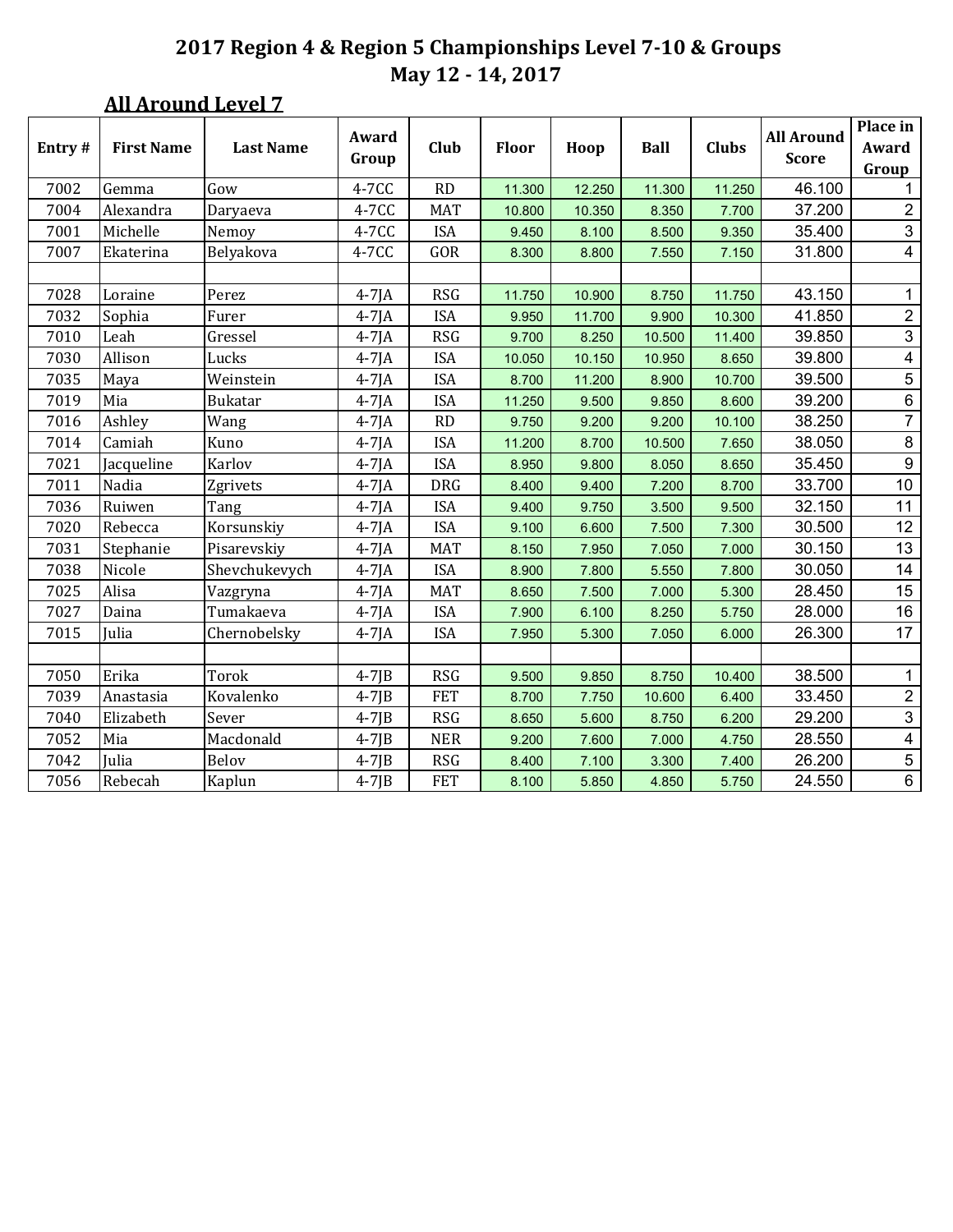# 2017 Region 4 & Region 5 Championships Level 7-10 & Groups

## May 12 - 14, 2017

### All Around Level 7

| Entry # | First Name | Last Name | Award Group | Club | Floor | Hoop | Ball | Clubs | All Around Score | Place in Award Group |
|---|---|---|---|---|---|---|---|---|---|---|
| 7002 | Gemma | Gow | 4-7CC | RD | 11.300 | 12.250 | 11.300 | 11.250 | 46.100 | 1 |
| 7004 | Alexandra | Daryaeva | 4-7CC | MAT | 10.800 | 10.350 | 8.350 | 7.700 | 37.200 | 2 |
| 7001 | Michelle | Nemoy | 4-7CC | ISA | 9.450 | 8.100 | 8.500 | 9.350 | 35.400 | 3 |
| 7007 | Ekaterina | Belyakova | 4-7CC | GOR | 8.300 | 8.800 | 7.550 | 7.150 | 31.800 | 4 |
| | | | | | | | | | | |
| 7028 | Loraine | Perez | 4-7JA | RSG | 11.750 | 10.900 | 8.750 | 11.750 | 43.150 | 1 |
| 7032 | Sophia | Furer | 4-7JA | ISA | 9.950 | 11.700 | 9.900 | 10.300 | 41.850 | 2 |
| 7010 | Leah | Gressel | 4-7JA | RSG | 9.700 | 8.250 | 10.500 | 11.400 | 39.850 | 3 |
| 7030 | Allison | Lucks | 4-7JA | ISA | 10.050 | 10.150 | 10.950 | 8.650 | 39.800 | 4 |
| 7035 | Maya | Weinstein | 4-7JA | ISA | 8.700 | 11.200 | 8.900 | 10.700 | 39.500 | 5 |
| 7019 | Mia | Bukatar | 4-7JA | ISA | 11.250 | 9.500 | 9.850 | 8.600 | 39.200 | 6 |
| 7016 | Ashley | Wang | 4-7JA | RD | 9.750 | 9.200 | 9.200 | 10.100 | 38.250 | 7 |
| 7014 | Camiah | Kuno | 4-7JA | ISA | 11.200 | 8.700 | 10.500 | 7.650 | 38.050 | 8 |
| 7021 | Jacqueline | Karlov | 4-7JA | ISA | 8.950 | 9.800 | 8.050 | 8.650 | 35.450 | 9 |
| 7011 | Nadia | Zgrivets | 4-7JA | DRG | 8.400 | 9.400 | 7.200 | 8.700 | 33.700 | 10 |
| 7036 | Ruiwen | Tang | 4-7JA | ISA | 9.400 | 9.750 | 3.500 | 9.500 | 32.150 | 11 |
| 7020 | Rebecca | Korsunskiy | 4-7JA | ISA | 9.100 | 6.600 | 7.500 | 7.300 | 30.500 | 12 |
| 7031 | Stephanie | Pisarevskiy | 4-7JA | MAT | 8.150 | 7.950 | 7.050 | 7.000 | 30.150 | 13 |
| 7038 | Nicole | Shevchukevych | 4-7JA | ISA | 8.900 | 7.800 | 5.550 | 7.800 | 30.050 | 14 |
| 7025 | Alisa | Vazgryna | 4-7JA | MAT | 8.650 | 7.500 | 7.000 | 5.300 | 28.450 | 15 |
| 7027 | Daina | Tumakaeva | 4-7JA | ISA | 7.900 | 6.100 | 8.250 | 5.750 | 28.000 | 16 |
| 7015 | Julia | Chernobelsky | 4-7JA | ISA | 7.950 | 5.300 | 7.050 | 6.000 | 26.300 | 17 |
| | | | | | | | | | | |
| 7050 | Erika | Torok | 4-7JB | RSG | 9.500 | 9.850 | 8.750 | 10.400 | 38.500 | 1 |
| 7039 | Anastasia | Kovalenko | 4-7JB | FET | 8.700 | 7.750 | 10.600 | 6.400 | 33.450 | 2 |
| 7040 | Elizabeth | Sever | 4-7JB | RSG | 8.650 | 5.600 | 8.750 | 6.200 | 29.200 | 3 |
| 7052 | Mia | Macdonald | 4-7JB | NER | 9.200 | 7.600 | 7.000 | 4.750 | 28.550 | 4 |
| 7042 | Julia | Belov | 4-7JB | RSG | 8.400 | 7.100 | 3.300 | 7.400 | 26.200 | 5 |
| 7056 | Rebecah | Kaplun | 4-7JB | FET | 8.100 | 5.850 | 4.850 | 5.750 | 24.550 | 6 |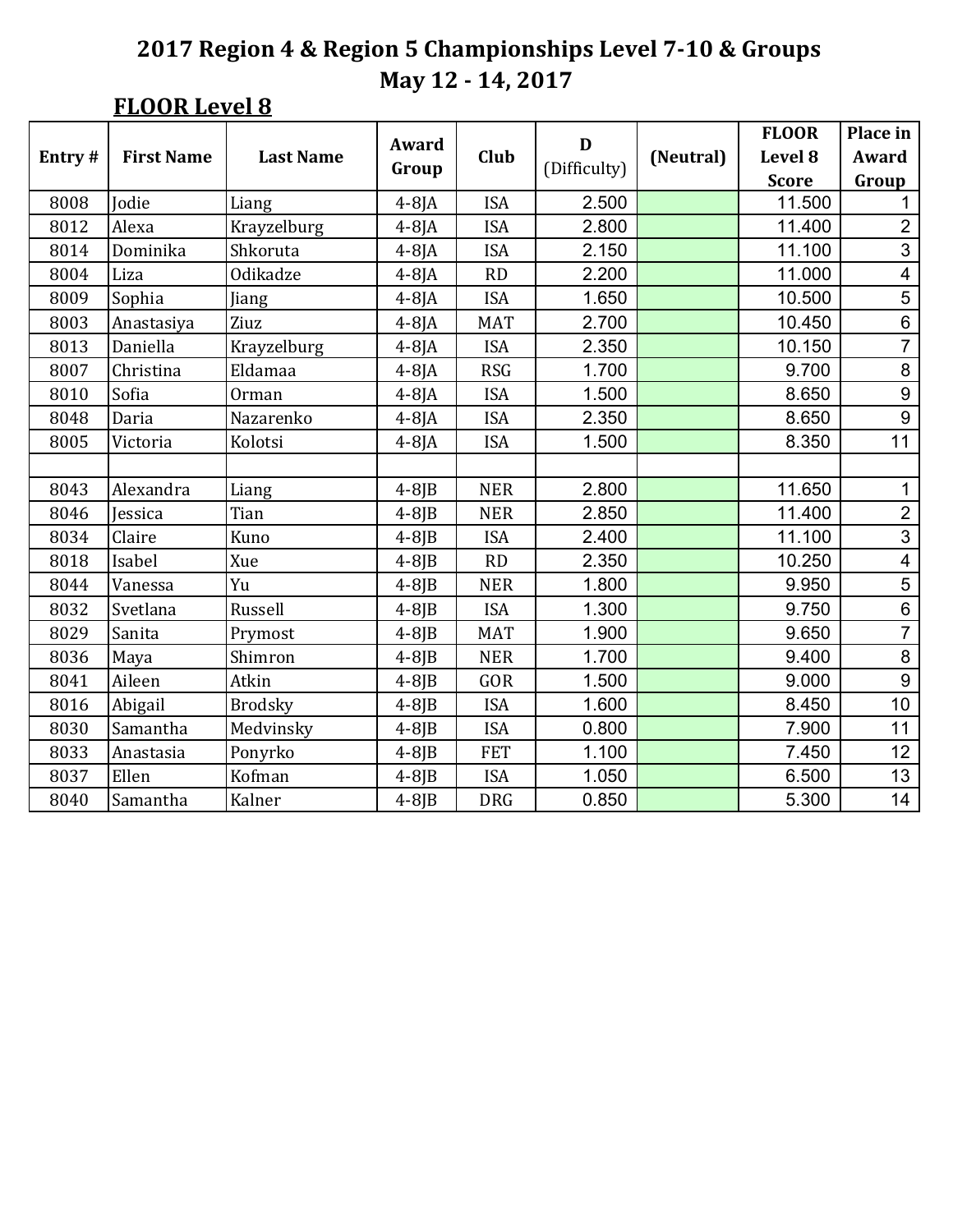# 2017 Region 4 & Region 5 Championships Level 7-10 & Groups
## May 12 - 14, 2017

### FLOOR Level 8

| Entry # | First Name | Last Name | Award Group | Club | D (Difficulty) | (Neutral) | FLOOR Level 8 Score | Place in Award Group |
|---|---|---|---|---|---|---|---|---|
| 8008 | Jodie | Liang | 4-8JA | ISA | 2.500 | | 11.500 | 1 |
| 8012 | Alexa | Krayzelburg | 4-8JA | ISA | 2.800 | | 11.400 | 2 |
| 8014 | Dominika | Shkoruta | 4-8JA | ISA | 2.150 | | 11.100 | 3 |
| 8004 | Liza | Odikadze | 4-8JA | RD | 2.200 | | 11.000 | 4 |
| 8009 | Sophia | Jiang | 4-8JA | ISA | 1.650 | | 10.500 | 5 |
| 8003 | Anastasiya | Ziuz | 4-8JA | MAT | 2.700 | | 10.450 | 6 |
| 8013 | Daniella | Krayzelburg | 4-8JA | ISA | 2.350 | | 10.150 | 7 |
| 8007 | Christina | Eldamaa | 4-8JA | RSG | 1.700 | | 9.700 | 8 |
| 8010 | Sofia | Orman | 4-8JA | ISA | 1.500 | | 8.650 | 9 |
| 8048 | Daria | Nazarenko | 4-8JA | ISA | 2.350 | | 8.650 | 9 |
| 8005 | Victoria | Kolotsi | 4-8JA | ISA | 1.500 | | 8.350 | 11 |
| | | | | | | | | |
| 8043 | Alexandra | Liang | 4-8JB | NER | 2.800 | | 11.650 | 1 |
| 8046 | Jessica | Tian | 4-8JB | NER | 2.850 | | 11.400 | 2 |
| 8034 | Claire | Kuno | 4-8JB | ISA | 2.400 | | 11.100 | 3 |
| 8018 | Isabel | Xue | 4-8JB | RD | 2.350 | | 10.250 | 4 |
| 8044 | Vanessa | Yu | 4-8JB | NER | 1.800 | | 9.950 | 5 |
| 8032 | Svetlana | Russell | 4-8JB | ISA | 1.300 | | 9.750 | 6 |
| 8029 | Sanita | Prymost | 4-8JB | MAT | 1.900 | | 9.650 | 7 |
| 8036 | Maya | Shimron | 4-8JB | NER | 1.700 | | 9.400 | 8 |
| 8041 | Aileen | Atkin | 4-8JB | GOR | 1.500 | | 9.000 | 9 |
| 8016 | Abigail | Brodsky | 4-8JB | ISA | 1.600 | | 8.450 | 10 |
| 8030 | Samantha | Medvinsky | 4-8JB | ISA | 0.800 | | 7.900 | 11 |
| 8033 | Anastasia | Ponyrko | 4-8JB | FET | 1.100 | | 7.450 | 12 |
| 8037 | Ellen | Kofman | 4-8JB | ISA | 1.050 | | 6.500 | 13 |
| 8040 | Samantha | Kalner | 4-8JB | DRG | 0.850 | | 5.300 | 14 |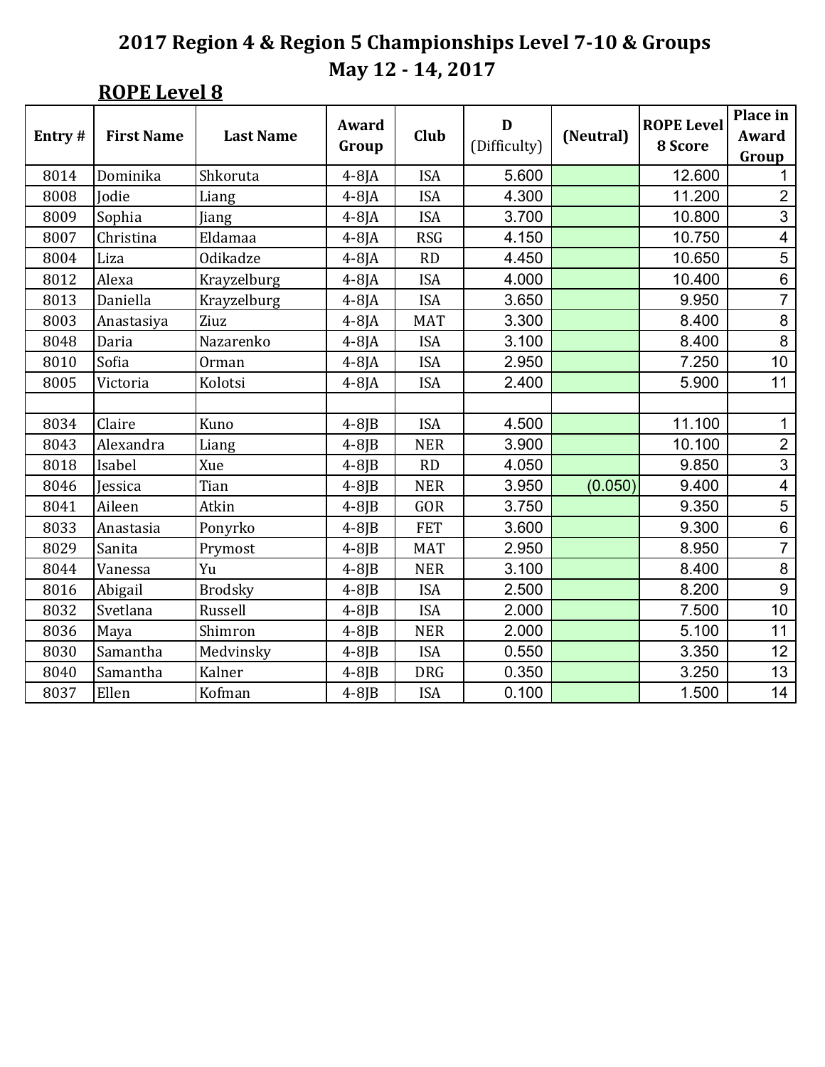# 2017 Region 4 & Region 5 Championships Level 7-10 & Groups

## May 12 - 14, 2017

### ROPE Level 8

| Entry # | First Name | Last Name | Award Group | Club | D (Difficulty) | (Neutral) | ROPE Level 8 Score | Place in Award Group |
|---|---|---|---|---|---|---|---|---|
| 8014 | Dominika | Shkoruta | 4-8JA | ISA | 5.600 | | 12.600 | 1 |
| 8008 | Jodie | Liang | 4-8JA | ISA | 4.300 | | 11.200 | 2 |
| 8009 | Sophia | Jiang | 4-8JA | ISA | 3.700 | | 10.800 | 3 |
| 8007 | Christina | Eldamaa | 4-8JA | RSG | 4.150 | | 10.750 | 4 |
| 8004 | Liza | Odikadze | 4-8JA | RD | 4.450 | | 10.650 | 5 |
| 8012 | Alexa | Krayzelburg | 4-8JA | ISA | 4.000 | | 10.400 | 6 |
| 8013 | Daniella | Krayzelburg | 4-8JA | ISA | 3.650 | | 9.950 | 7 |
| 8003 | Anastasiya | Ziuz | 4-8JA | MAT | 3.300 | | 8.400 | 8 |
| 8048 | Daria | Nazarenko | 4-8JA | ISA | 3.100 | | 8.400 | 8 |
| 8010 | Sofia | Orman | 4-8JA | ISA | 2.950 | | 7.250 | 10 |
| 8005 | Victoria | Kolotsi | 4-8JA | ISA | 2.400 | | 5.900 | 11 |
| | | | | | | | | |
| 8034 | Claire | Kuno | 4-8JB | ISA | 4.500 | | 11.100 | 1 |
| 8043 | Alexandra | Liang | 4-8JB | NER | 3.900 | | 10.100 | 2 |
| 8018 | Isabel | Xue | 4-8JB | RD | 4.050 | | 9.850 | 3 |
| 8046 | Jessica | Tian | 4-8JB | NER | 3.950 | (0.050) | 9.400 | 4 |
| 8041 | Aileen | Atkin | 4-8JB | GOR | 3.750 | | 9.350 | 5 |
| 8033 | Anastasia | Ponyrko | 4-8JB | FET | 3.600 | | 9.300 | 6 |
| 8029 | Sanita | Prymost | 4-8JB | MAT | 2.950 | | 8.950 | 7 |
| 8044 | Vanessa | Yu | 4-8JB | NER | 3.100 | | 8.400 | 8 |
| 8016 | Abigail | Brodsky | 4-8JB | ISA | 2.500 | | 8.200 | 9 |
| 8032 | Svetlana | Russell | 4-8JB | ISA | 2.000 | | 7.500 | 10 |
| 8036 | Maya | Shimron | 4-8JB | NER | 2.000 | | 5.100 | 11 |
| 8030 | Samantha | Medvinsky | 4-8JB | ISA | 0.550 | | 3.350 | 12 |
| 8040 | Samantha | Kalner | 4-8JB | DRG | 0.350 | | 3.250 | 13 |
| 8037 | Ellen | Kofman | 4-8JB | ISA | 0.100 | | 1.500 | 14 |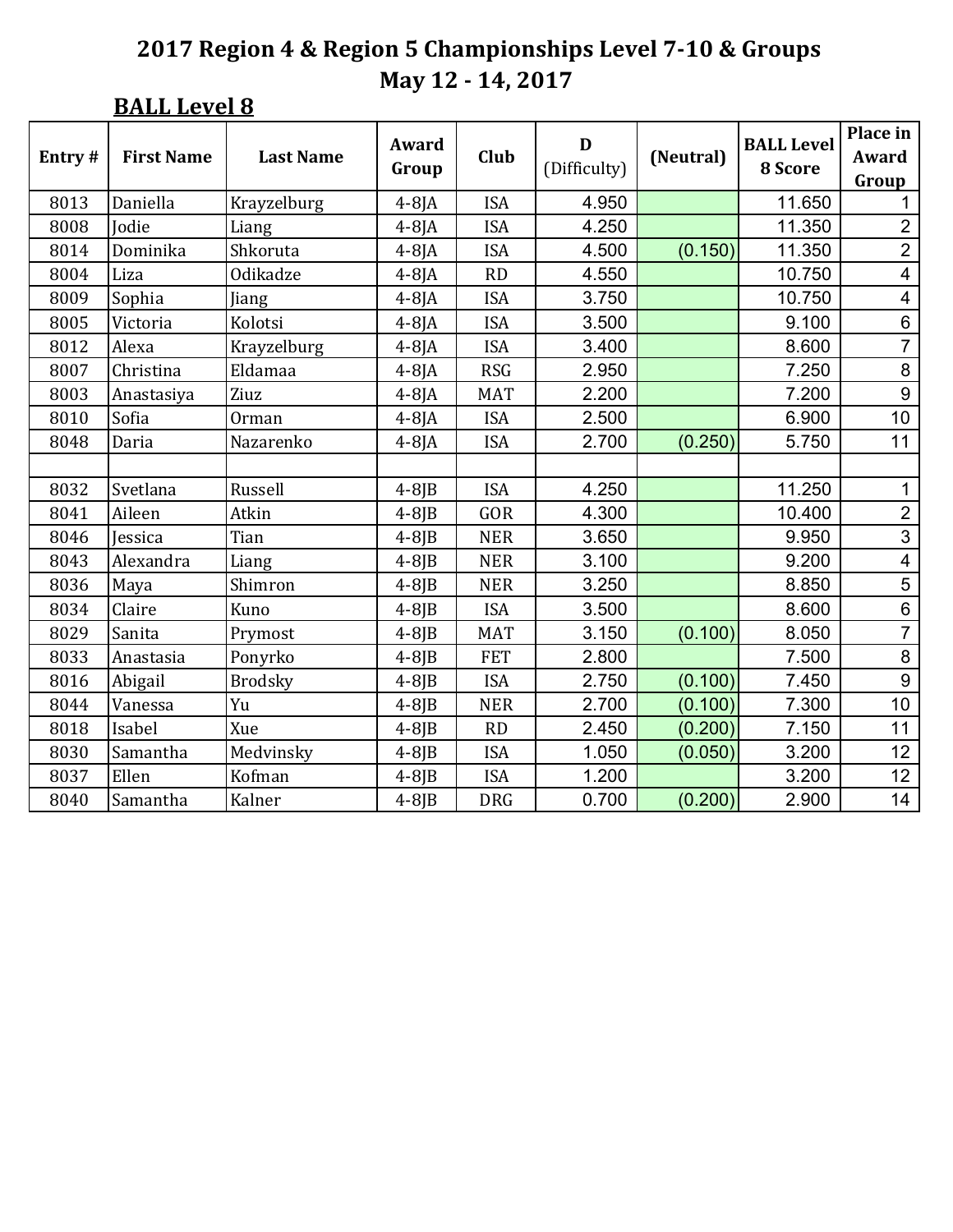# 2017 Region 4 & Region 5 Championships Level 7-10 & Groups

## May 12 - 14, 2017

### BALL Level 8

| Entry # | First Name | Last Name | Award Group | Club | D (Difficulty) | (Neutral) | BALL Level 8 Score | Place in Award Group |
|---|---|---|---|---|---|---|---|---|
| 8013 | Daniella | Krayzelburg | 4-8JA | ISA | 4.950 | | 11.650 | 1 |
| 8008 | Jodie | Liang | 4-8JA | ISA | 4.250 | | 11.350 | 2 |
| 8014 | Dominika | Shkoruta | 4-8JA | ISA | 4.500 | (0.150) | 11.350 | 2 |
| 8004 | Liza | Odikadze | 4-8JA | RD | 4.550 | | 10.750 | 4 |
| 8009 | Sophia | Jiang | 4-8JA | ISA | 3.750 | | 10.750 | 4 |
| 8005 | Victoria | Kolotsi | 4-8JA | ISA | 3.500 | | 9.100 | 6 |
| 8012 | Alexa | Krayzelburg | 4-8JA | ISA | 3.400 | | 8.600 | 7 |
| 8007 | Christina | Eldamaa | 4-8JA | RSG | 2.950 | | 7.250 | 8 |
| 8003 | Anastasiya | Ziuz | 4-8JA | MAT | 2.200 | | 7.200 | 9 |
| 8010 | Sofia | Orman | 4-8JA | ISA | 2.500 | | 6.900 | 10 |
| 8048 | Daria | Nazarenko | 4-8JA | ISA | 2.700 | (0.250) | 5.750 | 11 |
| | | | | | | | | |
| 8032 | Svetlana | Russell | 4-8JB | ISA | 4.250 | | 11.250 | 1 |
| 8041 | Aileen | Atkin | 4-8JB | GOR | 4.300 | | 10.400 | 2 |
| 8046 | Jessica | Tian | 4-8JB | NER | 3.650 | | 9.950 | 3 |
| 8043 | Alexandra | Liang | 4-8JB | NER | 3.100 | | 9.200 | 4 |
| 8036 | Maya | Shimron | 4-8JB | NER | 3.250 | | 8.850 | 5 |
| 8034 | Claire | Kuno | 4-8JB | ISA | 3.500 | | 8.600 | 6 |
| 8029 | Sanita | Prymost | 4-8JB | MAT | 3.150 | (0.100) | 8.050 | 7 |
| 8033 | Anastasia | Ponyrko | 4-8JB | FET | 2.800 | | 7.500 | 8 |
| 8016 | Abigail | Brodsky | 4-8JB | ISA | 2.750 | (0.100) | 7.450 | 9 |
| 8044 | Vanessa | Yu | 4-8JB | NER | 2.700 | (0.100) | 7.300 | 10 |
| 8018 | Isabel | Xue | 4-8JB | RD | 2.450 | (0.200) | 7.150 | 11 |
| 8030 | Samantha | Medvinsky | 4-8JB | ISA | 1.050 | (0.050) | 3.200 | 12 |
| 8037 | Ellen | Kofman | 4-8JB | ISA | 1.200 | | 3.200 | 12 |
| 8040 | Samantha | Kalner | 4-8JB | DRG | 0.700 | (0.200) | 2.900 | 14 |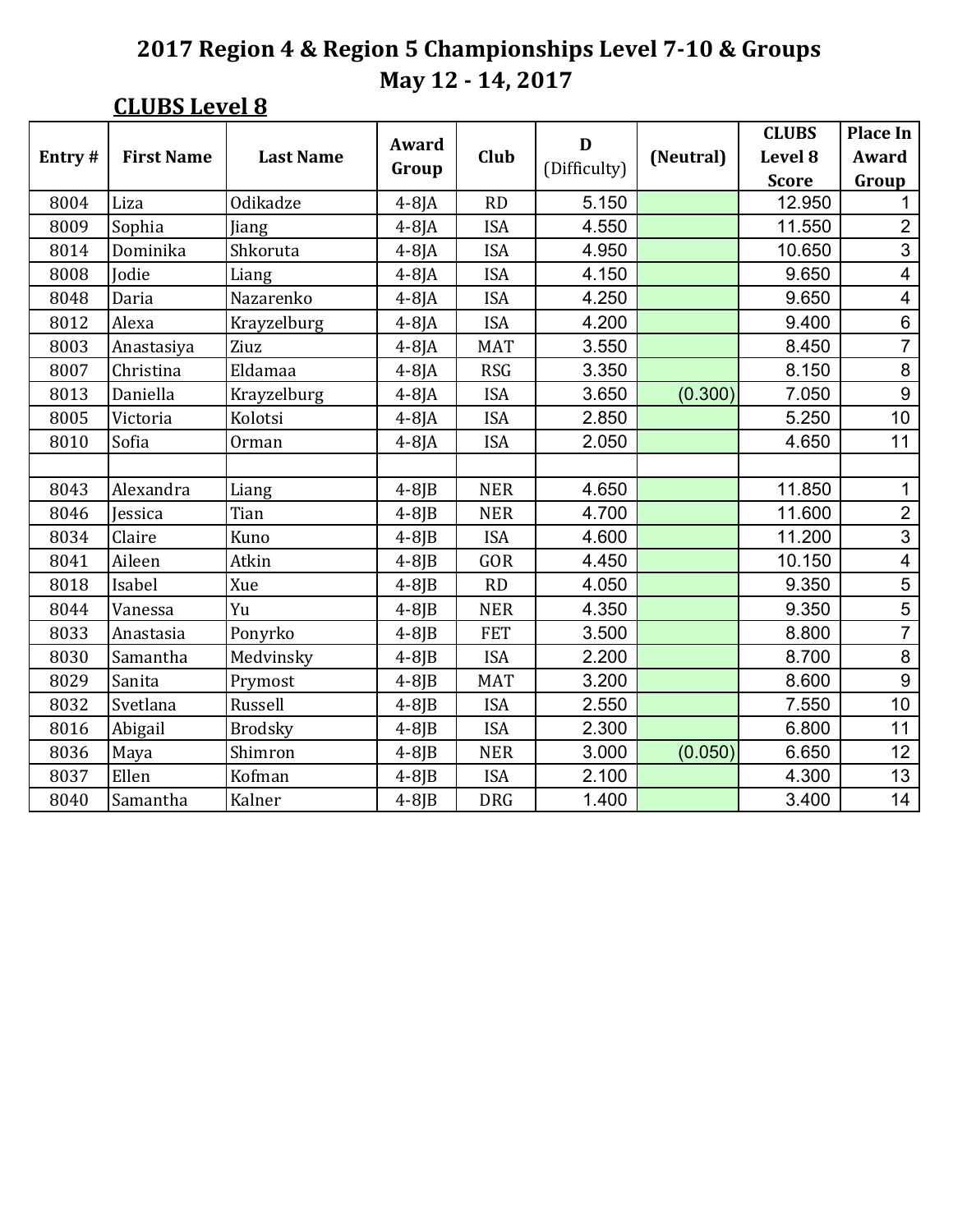# 2017 Region 4 & Region 5 Championships Level 7-10 & Groups

## May 12 - 14, 2017

### CLUBS Level 8

| Entry # | First Name | Last Name | Award Group | Club | D (Difficulty) | (Neutral) | CLUBS Level 8 Score | Place In Award Group |
|---|---|---|---|---|---|---|---|---|
| 8004 | Liza | Odikadze | 4-8JA | RD | 5.150 | | 12.950 | 1 |
| 8009 | Sophia | Jiang | 4-8JA | ISA | 4.550 | | 11.550 | 2 |
| 8014 | Dominika | Shkoruta | 4-8JA | ISA | 4.950 | | 10.650 | 3 |
| 8008 | Jodie | Liang | 4-8JA | ISA | 4.150 | | 9.650 | 4 |
| 8048 | Daria | Nazarenko | 4-8JA | ISA | 4.250 | | 9.650 | 4 |
| 8012 | Alexa | Krayzelburg | 4-8JA | ISA | 4.200 | | 9.400 | 6 |
| 8003 | Anastasiya | Ziuz | 4-8JA | MAT | 3.550 | | 8.450 | 7 |
| 8007 | Christina | Eldamaa | 4-8JA | RSG | 3.350 | | 8.150 | 8 |
| 8013 | Daniella | Krayzelburg | 4-8JA | ISA | 3.650 | (0.300) | 7.050 | 9 |
| 8005 | Victoria | Kolotsi | 4-8JA | ISA | 2.850 | | 5.250 | 10 |
| 8010 | Sofia | Orman | 4-8JA | ISA | 2.050 | | 4.650 | 11 |
| | | | | | | | | |
| 8043 | Alexandra | Liang | 4-8JB | NER | 4.650 | | 11.850 | 1 |
| 8046 | Jessica | Tian | 4-8JB | NER | 4.700 | | 11.600 | 2 |
| 8034 | Claire | Kuno | 4-8JB | ISA | 4.600 | | 11.200 | 3 |
| 8041 | Aileen | Atkin | 4-8JB | GOR | 4.450 | | 10.150 | 4 |
| 8018 | Isabel | Xue | 4-8JB | RD | 4.050 | | 9.350 | 5 |
| 8044 | Vanessa | Yu | 4-8JB | NER | 4.350 | | 9.350 | 5 |
| 8033 | Anastasia | Ponyrko | 4-8JB | FET | 3.500 | | 8.800 | 7 |
| 8030 | Samantha | Medvinsky | 4-8JB | ISA | 2.200 | | 8.700 | 8 |
| 8029 | Sanita | Prymost | 4-8JB | MAT | 3.200 | | 8.600 | 9 |
| 8032 | Svetlana | Russell | 4-8JB | ISA | 2.550 | | 7.550 | 10 |
| 8016 | Abigail | Brodsky | 4-8JB | ISA | 2.300 | | 6.800 | 11 |
| 8036 | Maya | Shimron | 4-8JB | NER | 3.000 | (0.050) | 6.650 | 12 |
| 8037 | Ellen | Kofman | 4-8JB | ISA | 2.100 | | 4.300 | 13 |
| 8040 | Samantha | Kalner | 4-8JB | DRG | 1.400 | | 3.400 | 14 |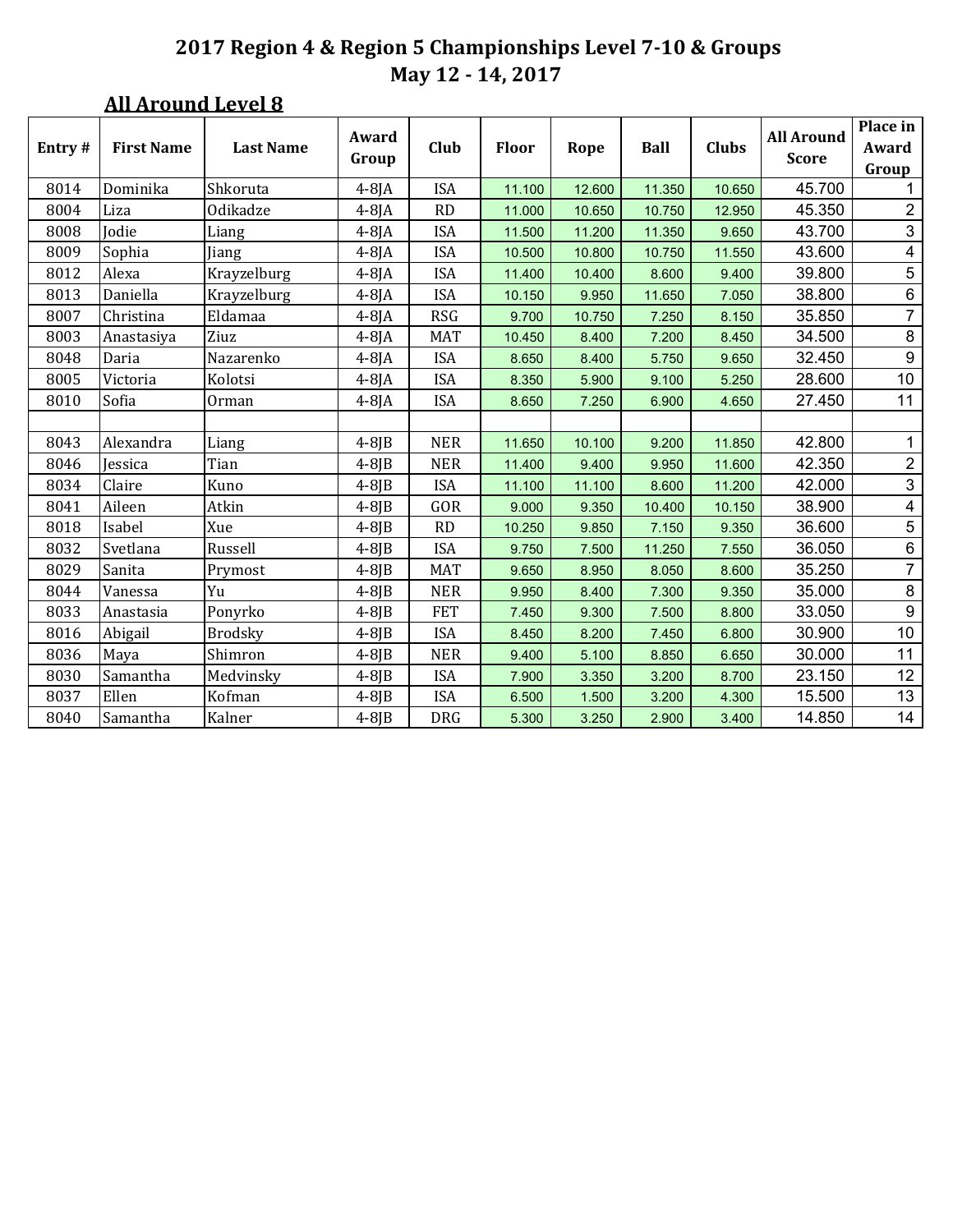# 2017 Region 4 & Region 5 Championships Level 7-10 & Groups
## May 12 - 14, 2017

### All Around Level 8

| Entry # | First Name | Last Name | Award Group | Club | Floor | Rope | Ball | Clubs | All Around Score | Place in Award Group |
|---|---|---|---|---|---|---|---|---|---|---|
| 8014 | Dominika | Shkoruta | 4-8JA | ISA | 11.100 | 12.600 | 11.350 | 10.650 | 45.700 | 1 |
| 8004 | Liza | Odikadze | 4-8JA | RD | 11.000 | 10.650 | 10.750 | 12.950 | 45.350 | 2 |
| 8008 | Jodie | Liang | 4-8JA | ISA | 11.500 | 11.200 | 11.350 | 9.650 | 43.700 | 3 |
| 8009 | Sophia | Jiang | 4-8JA | ISA | 10.500 | 10.800 | 10.750 | 11.550 | 43.600 | 4 |
| 8012 | Alexa | Krayzelburg | 4-8JA | ISA | 11.400 | 10.400 | 8.600 | 9.400 | 39.800 | 5 |
| 8013 | Daniella | Krayzelburg | 4-8JA | ISA | 10.150 | 9.950 | 11.650 | 7.050 | 38.800 | 6 |
| 8007 | Christina | Eldamaa | 4-8JA | RSG | 9.700 | 10.750 | 7.250 | 8.150 | 35.850 | 7 |
| 8003 | Anastasiya | Ziuz | 4-8JA | MAT | 10.450 | 8.400 | 7.200 | 8.450 | 34.500 | 8 |
| 8048 | Daria | Nazarenko | 4-8JA | ISA | 8.650 | 8.400 | 5.750 | 9.650 | 32.450 | 9 |
| 8005 | Victoria | Kolotsi | 4-8JA | ISA | 8.350 | 5.900 | 9.100 | 5.250 | 28.600 | 10 |
| 8010 | Sofia | Orman | 4-8JA | ISA | 8.650 | 7.250 | 6.900 | 4.650 | 27.450 | 11 |
| | | | | | | | | | | |
| 8043 | Alexandra | Liang | 4-8JB | NER | 11.650 | 10.100 | 9.200 | 11.850 | 42.800 | 1 |
| 8046 | Jessica | Tian | 4-8JB | NER | 11.400 | 9.400 | 9.950 | 11.600 | 42.350 | 2 |
| 8034 | Claire | Kuno | 4-8JB | ISA | 11.100 | 11.100 | 8.600 | 11.200 | 42.000 | 3 |
| 8041 | Aileen | Atkin | 4-8JB | GOR | 9.000 | 9.350 | 10.400 | 10.150 | 38.900 | 4 |
| 8018 | Isabel | Xue | 4-8JB | RD | 10.250 | 9.850 | 7.150 | 9.350 | 36.600 | 5 |
| 8032 | Svetlana | Russell | 4-8JB | ISA | 9.750 | 7.500 | 11.250 | 7.550 | 36.050 | 6 |
| 8029 | Sanita | Prymost | 4-8JB | MAT | 9.650 | 8.950 | 8.050 | 8.600 | 35.250 | 7 |
| 8044 | Vanessa | Yu | 4-8JB | NER | 9.950 | 8.400 | 7.300 | 9.350 | 35.000 | 8 |
| 8033 | Anastasia | Ponyrko | 4-8JB | FET | 7.450 | 9.300 | 7.500 | 8.800 | 33.050 | 9 |
| 8016 | Abigail | Brodsky | 4-8JB | ISA | 8.450 | 8.200 | 7.450 | 6.800 | 30.900 | 10 |
| 8036 | Maya | Shimron | 4-8JB | NER | 9.400 | 5.100 | 8.850 | 6.650 | 30.000 | 11 |
| 8030 | Samantha | Medvinsky | 4-8JB | ISA | 7.900 | 3.350 | 3.200 | 8.700 | 23.150 | 12 |
| 8037 | Ellen | Kofman | 4-8JB | ISA | 6.500 | 1.500 | 3.200 | 4.300 | 15.500 | 13 |
| 8040 | Samantha | Kalner | 4-8JB | DRG | 5.300 | 3.250 | 2.900 | 3.400 | 14.850 | 14 |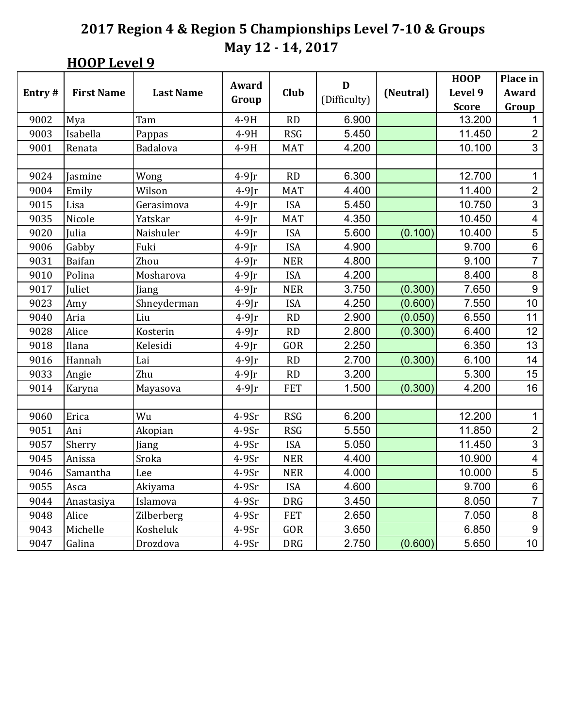# 2017 Region 4 & Region 5 Championships Level 7-10 & Groups

## May 12 - 14, 2017

### HOOP Level 9

| Entry # | First Name | Last Name | Award Group | Club | D (Difficulty) | (Neutral) | HOOP Level 9 Score | Place in Award Group |
|---|---|---|---|---|---|---|---|---|
| 9002 | Mya | Tam | 4-9H | RD | 6.900 | | 13.200 | 1 |
| 9003 | Isabella | Pappas | 4-9H | RSG | 5.450 | | 11.450 | 2 |
| 9001 | Renata | Badalova | 4-9H | MAT | 4.200 | | 10.100 | 3 |
| | | | | | | | | |
| 9024 | Jasmine | Wong | 4-9Jr | RD | 6.300 | | 12.700 | 1 |
| 9004 | Emily | Wilson | 4-9Jr | MAT | 4.400 | | 11.400 | 2 |
| 9015 | Lisa | Gerasimova | 4-9Jr | ISA | 5.450 | | 10.750 | 3 |
| 9035 | Nicole | Yatskar | 4-9Jr | MAT | 4.350 | | 10.450 | 4 |
| 9020 | Julia | Naishuler | 4-9Jr | ISA | 5.600 | (0.100) | 10.400 | 5 |
| 9006 | Gabby | Fuki | 4-9Jr | ISA | 4.900 | | 9.700 | 6 |
| 9031 | Baifan | Zhou | 4-9Jr | NER | 4.800 | | 9.100 | 7 |
| 9010 | Polina | Mosharova | 4-9Jr | ISA | 4.200 | | 8.400 | 8 |
| 9017 | Juliet | Jiang | 4-9Jr | NER | 3.750 | (0.300) | 7.650 | 9 |
| 9023 | Amy | Shneyderman | 4-9Jr | ISA | 4.250 | (0.600) | 7.550 | 10 |
| 9040 | Aria | Liu | 4-9Jr | RD | 2.900 | (0.050) | 6.550 | 11 |
| 9028 | Alice | Kosterin | 4-9Jr | RD | 2.800 | (0.300) | 6.400 | 12 |
| 9018 | Ilana | Kelesidi | 4-9Jr | GOR | 2.250 | | 6.350 | 13 |
| 9016 | Hannah | Lai | 4-9Jr | RD | 2.700 | (0.300) | 6.100 | 14 |
| 9033 | Angie | Zhu | 4-9Jr | RD | 3.200 | | 5.300 | 15 |
| 9014 | Karyna | Mayasova | 4-9Jr | FET | 1.500 | (0.300) | 4.200 | 16 |
| | | | | | | | | |
| 9060 | Erica | Wu | 4-9Sr | RSG | 6.200 | | 12.200 | 1 |
| 9051 | Ani | Akopian | 4-9Sr | RSG | 5.550 | | 11.850 | 2 |
| 9057 | Sherry | Jiang | 4-9Sr | ISA | 5.050 | | 11.450 | 3 |
| 9045 | Anissa | Sroka | 4-9Sr | NER | 4.400 | | 10.900 | 4 |
| 9046 | Samantha | Lee | 4-9Sr | NER | 4.000 | | 10.000 | 5 |
| 9055 | Asca | Akiyama | 4-9Sr | ISA | 4.600 | | 9.700 | 6 |
| 9044 | Anastasiya | Islamova | 4-9Sr | DRG | 3.450 | | 8.050 | 7 |
| 9048 | Alice | Zilberberg | 4-9Sr | FET | 2.650 | | 7.050 | 8 |
| 9043 | Michelle | Kosheluk | 4-9Sr | GOR | 3.650 | | 6.850 | 9 |
| 9047 | Galina | Drozdova | 4-9Sr | DRG | 2.750 | (0.600) | 5.650 | 10 |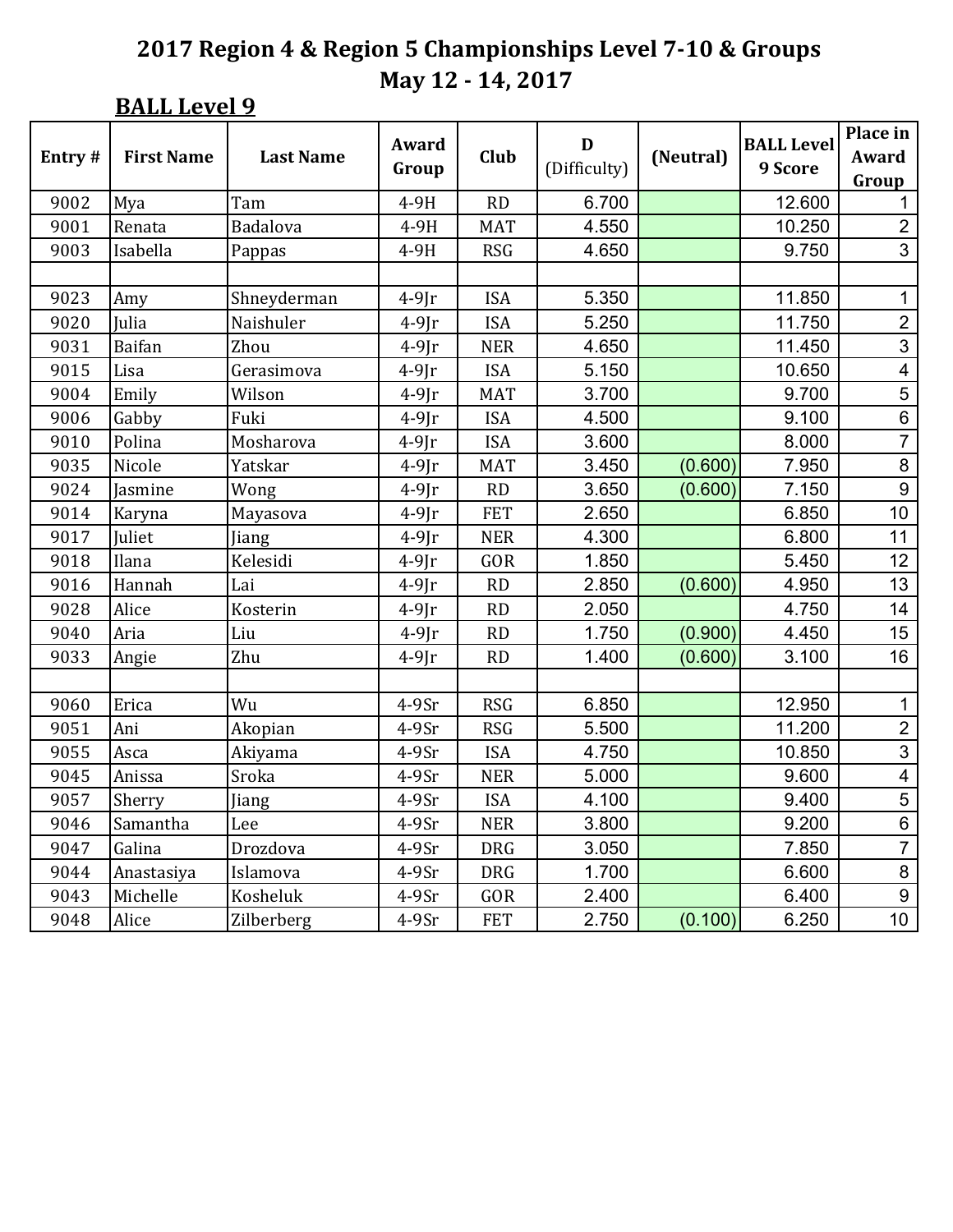# 2017 Region 4 & Region 5 Championships Level 7-10 & Groups

## May 12 - 14, 2017

### BALL Level 9

| Entry # | First Name | Last Name | Award Group | Club | D (Difficulty) | (Neutral) | BALL Level 9 Score | Place in Award Group |
|---|---|---|---|---|---|---|---|---|
| 9002 | Mya | Tam | 4-9H | RD | 6.700 | | 12.600 | 1 |
| 9001 | Renata | Badalova | 4-9H | MAT | 4.550 | | 10.250 | 2 |
| 9003 | Isabella | Pappas | 4-9H | RSG | 4.650 | | 9.750 | 3 |
| | | | | | | | | |
| 9023 | Amy | Shneyderman | 4-9Jr | ISA | 5.350 | | 11.850 | 1 |
| 9020 | Julia | Naishuler | 4-9Jr | ISA | 5.250 | | 11.750 | 2 |
| 9031 | Baifan | Zhou | 4-9Jr | NER | 4.650 | | 11.450 | 3 |
| 9015 | Lisa | Gerasimova | 4-9Jr | ISA | 5.150 | | 10.650 | 4 |
| 9004 | Emily | Wilson | 4-9Jr | MAT | 3.700 | | 9.700 | 5 |
| 9006 | Gabby | Fuki | 4-9Jr | ISA | 4.500 | | 9.100 | 6 |
| 9010 | Polina | Mosharova | 4-9Jr | ISA | 3.600 | | 8.000 | 7 |
| 9035 | Nicole | Yatskar | 4-9Jr | MAT | 3.450 | (0.600) | 7.950 | 8 |
| 9024 | Jasmine | Wong | 4-9Jr | RD | 3.650 | (0.600) | 7.150 | 9 |
| 9014 | Karyna | Mayasova | 4-9Jr | FET | 2.650 | | 6.850 | 10 |
| 9017 | Juliet | Jiang | 4-9Jr | NER | 4.300 | | 6.800 | 11 |
| 9018 | Ilana | Kelesidi | 4-9Jr | GOR | 1.850 | | 5.450 | 12 |
| 9016 | Hannah | Lai | 4-9Jr | RD | 2.850 | (0.600) | 4.950 | 13 |
| 9028 | Alice | Kosterin | 4-9Jr | RD | 2.050 | | 4.750 | 14 |
| 9040 | Aria | Liu | 4-9Jr | RD | 1.750 | (0.900) | 4.450 | 15 |
| 9033 | Angie | Zhu | 4-9Jr | RD | 1.400 | (0.600) | 3.100 | 16 |
| | | | | | | | | |
| 9060 | Erica | Wu | 4-9Sr | RSG | 6.850 | | 12.950 | 1 |
| 9051 | Ani | Akopian | 4-9Sr | RSG | 5.500 | | 11.200 | 2 |
| 9055 | Asca | Akiyama | 4-9Sr | ISA | 4.750 | | 10.850 | 3 |
| 9045 | Anissa | Sroka | 4-9Sr | NER | 5.000 | | 9.600 | 4 |
| 9057 | Sherry | Jiang | 4-9Sr | ISA | 4.100 | | 9.400 | 5 |
| 9046 | Samantha | Lee | 4-9Sr | NER | 3.800 | | 9.200 | 6 |
| 9047 | Galina | Drozdova | 4-9Sr | DRG | 3.050 | | 7.850 | 7 |
| 9044 | Anastasiya | Islamova | 4-9Sr | DRG | 1.700 | | 6.600 | 8 |
| 9043 | Michelle | Kosheluk | 4-9Sr | GOR | 2.400 | | 6.400 | 9 |
| 9048 | Alice | Zilberberg | 4-9Sr | FET | 2.750 | (0.100) | 6.250 | 10 |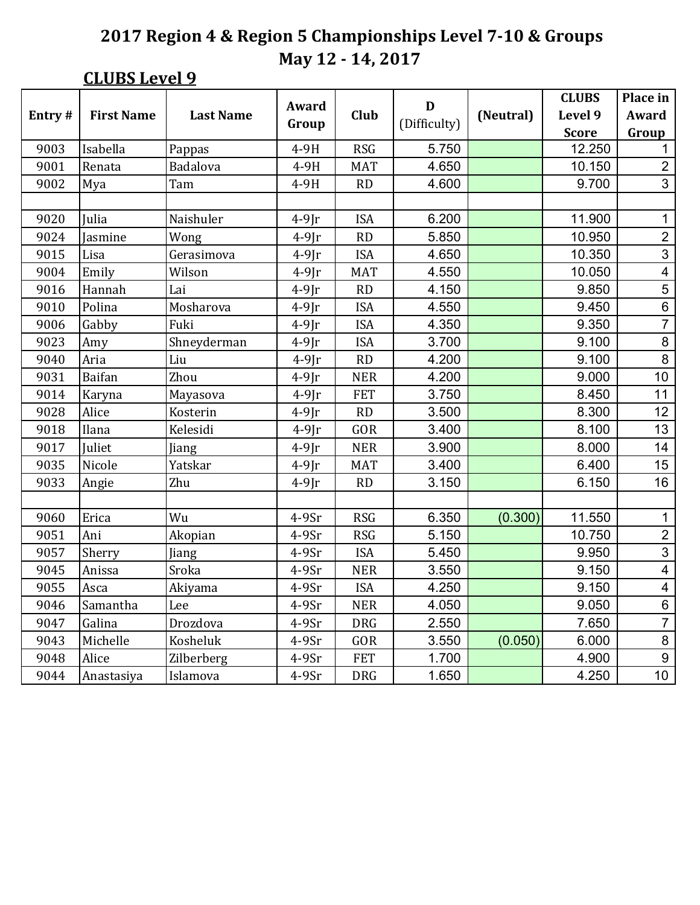# 2017 Region 4 & Region 5 Championships Level 7-10 & Groups

## May 12 - 14, 2017

### CLUBS Level 9

| Entry # | First Name | Last Name | Award Group | Club | D (Difficulty) | (Neutral) | CLUBS Level 9 Score | Place in Award Group |
|---|---|---|---|---|---|---|---|---|
| 9003 | Isabella | Pappas | 4-9H | RSG | 5.750 | | 12.250 | 1 |
| 9001 | Renata | Badalova | 4-9H | MAT | 4.650 | | 10.150 | 2 |
| 9002 | Mya | Tam | 4-9H | RD | 4.600 | | 9.700 | 3 |
| | | | | | | | | |
| 9020 | Julia | Naishuler | 4-9Jr | ISA | 6.200 | | 11.900 | 1 |
| 9024 | Jasmine | Wong | 4-9Jr | RD | 5.850 | | 10.950 | 2 |
| 9015 | Lisa | Gerasimova | 4-9Jr | ISA | 4.650 | | 10.350 | 3 |
| 9004 | Emily | Wilson | 4-9Jr | MAT | 4.550 | | 10.050 | 4 |
| 9016 | Hannah | Lai | 4-9Jr | RD | 4.150 | | 9.850 | 5 |
| 9010 | Polina | Mosharova | 4-9Jr | ISA | 4.550 | | 9.450 | 6 |
| 9006 | Gabby | Fuki | 4-9Jr | ISA | 4.350 | | 9.350 | 7 |
| 9023 | Amy | Shneyderman | 4-9Jr | ISA | 3.700 | | 9.100 | 8 |
| 9040 | Aria | Liu | 4-9Jr | RD | 4.200 | | 9.100 | 8 |
| 9031 | Baifan | Zhou | 4-9Jr | NER | 4.200 | | 9.000 | 10 |
| 9014 | Karyna | Mayasova | 4-9Jr | FET | 3.750 | | 8.450 | 11 |
| 9028 | Alice | Kosterin | 4-9Jr | RD | 3.500 | | 8.300 | 12 |
| 9018 | Ilana | Kelesidi | 4-9Jr | GOR | 3.400 | | 8.100 | 13 |
| 9017 | Juliet | Jiang | 4-9Jr | NER | 3.900 | | 8.000 | 14 |
| 9035 | Nicole | Yatskar | 4-9Jr | MAT | 3.400 | | 6.400 | 15 |
| 9033 | Angie | Zhu | 4-9Jr | RD | 3.150 | | 6.150 | 16 |
| | | | | | | | | |
| 9060 | Erica | Wu | 4-9Sr | RSG | 6.350 | (0.300) | 11.550 | 1 |
| 9051 | Ani | Akopian | 4-9Sr | RSG | 5.150 | | 10.750 | 2 |
| 9057 | Sherry | Jiang | 4-9Sr | ISA | 5.450 | | 9.950 | 3 |
| 9045 | Anissa | Sroka | 4-9Sr | NER | 3.550 | | 9.150 | 4 |
| 9055 | Asca | Akiyama | 4-9Sr | ISA | 4.250 | | 9.150 | 4 |
| 9046 | Samantha | Lee | 4-9Sr | NER | 4.050 | | 9.050 | 6 |
| 9047 | Galina | Drozdova | 4-9Sr | DRG | 2.550 | | 7.650 | 7 |
| 9043 | Michelle | Kosheluk | 4-9Sr | GOR | 3.550 | (0.050) | 6.000 | 8 |
| 9048 | Alice | Zilberberg | 4-9Sr | FET | 1.700 | | 4.900 | 9 |
| 9044 | Anastasiya | Islamova | 4-9Sr | DRG | 1.650 | | 4.250 | 10 |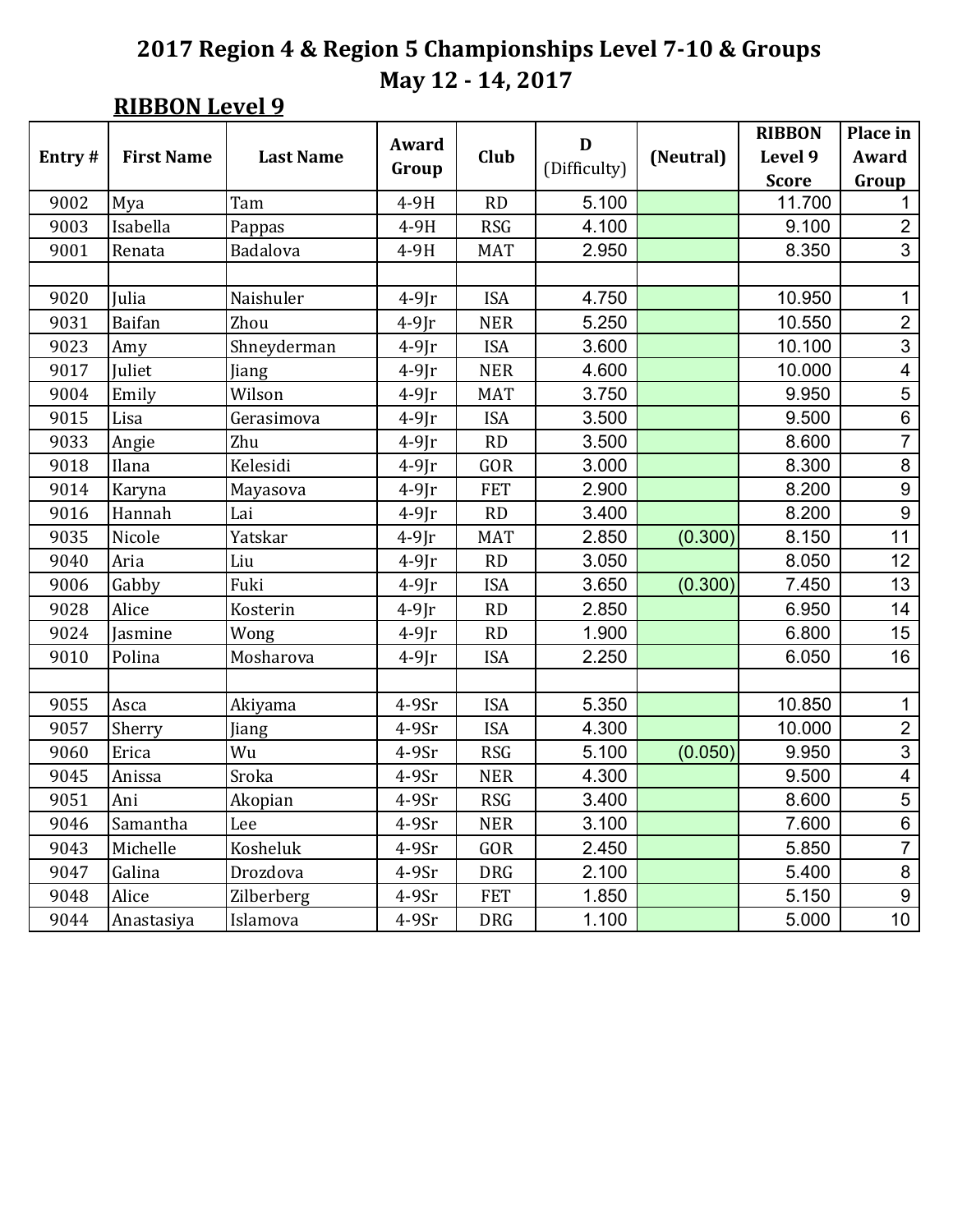# 2017 Region 4 & Region 5 Championships Level 7-10 & Groups

## May 12 - 14, 2017

### RIBBON Level 9

| Entry # | First Name | Last Name | Award Group | Club | D (Difficulty) | (Neutral) | RIBBON Level 9 Score | Place in Award Group |
|---|---|---|---|---|---|---|---|---|
| 9002 | Mya | Tam | 4-9H | RD | 5.100 | | 11.700 | 1 |
| 9003 | Isabella | Pappas | 4-9H | RSG | 4.100 | | 9.100 | 2 |
| 9001 | Renata | Badalova | 4-9H | MAT | 2.950 | | 8.350 | 3 |
| | | | | | | | | |
| 9020 | Julia | Naishuler | 4-9Jr | ISA | 4.750 | | 10.950 | 1 |
| 9031 | Baifan | Zhou | 4-9Jr | NER | 5.250 | | 10.550 | 2 |
| 9023 | Amy | Shneyderman | 4-9Jr | ISA | 3.600 | | 10.100 | 3 |
| 9017 | Juliet | Jiang | 4-9Jr | NER | 4.600 | | 10.000 | 4 |
| 9004 | Emily | Wilson | 4-9Jr | MAT | 3.750 | | 9.950 | 5 |
| 9015 | Lisa | Gerasimova | 4-9Jr | ISA | 3.500 | | 9.500 | 6 |
| 9033 | Angie | Zhu | 4-9Jr | RD | 3.500 | | 8.600 | 7 |
| 9018 | Ilana | Kelesidi | 4-9Jr | GOR | 3.000 | | 8.300 | 8 |
| 9014 | Karyna | Mayasova | 4-9Jr | FET | 2.900 | | 8.200 | 9 |
| 9016 | Hannah | Lai | 4-9Jr | RD | 3.400 | | 8.200 | 9 |
| 9035 | Nicole | Yatskar | 4-9Jr | MAT | 2.850 | (0.300) | 8.150 | 11 |
| 9040 | Aria | Liu | 4-9Jr | RD | 3.050 | | 8.050 | 12 |
| 9006 | Gabby | Fuki | 4-9Jr | ISA | 3.650 | (0.300) | 7.450 | 13 |
| 9028 | Alice | Kosterin | 4-9Jr | RD | 2.850 | | 6.950 | 14 |
| 9024 | Jasmine | Wong | 4-9Jr | RD | 1.900 | | 6.800 | 15 |
| 9010 | Polina | Mosharova | 4-9Jr | ISA | 2.250 | | 6.050 | 16 |
| | | | | | | | | |
| 9055 | Asca | Akiyama | 4-9Sr | ISA | 5.350 | | 10.850 | 1 |
| 9057 | Sherry | Jiang | 4-9Sr | ISA | 4.300 | | 10.000 | 2 |
| 9060 | Erica | Wu | 4-9Sr | RSG | 5.100 | (0.050) | 9.950 | 3 |
| 9045 | Anissa | Sroka | 4-9Sr | NER | 4.300 | | 9.500 | 4 |
| 9051 | Ani | Akopian | 4-9Sr | RSG | 3.400 | | 8.600 | 5 |
| 9046 | Samantha | Lee | 4-9Sr | NER | 3.100 | | 7.600 | 6 |
| 9043 | Michelle | Kosheluk | 4-9Sr | GOR | 2.450 | | 5.850 | 7 |
| 9047 | Galina | Drozdova | 4-9Sr | DRG | 2.100 | | 5.400 | 8 |
| 9048 | Alice | Zilberberg | 4-9Sr | FET | 1.850 | | 5.150 | 9 |
| 9044 | Anastasiya | Islamova | 4-9Sr | DRG | 1.100 | | 5.000 | 10 |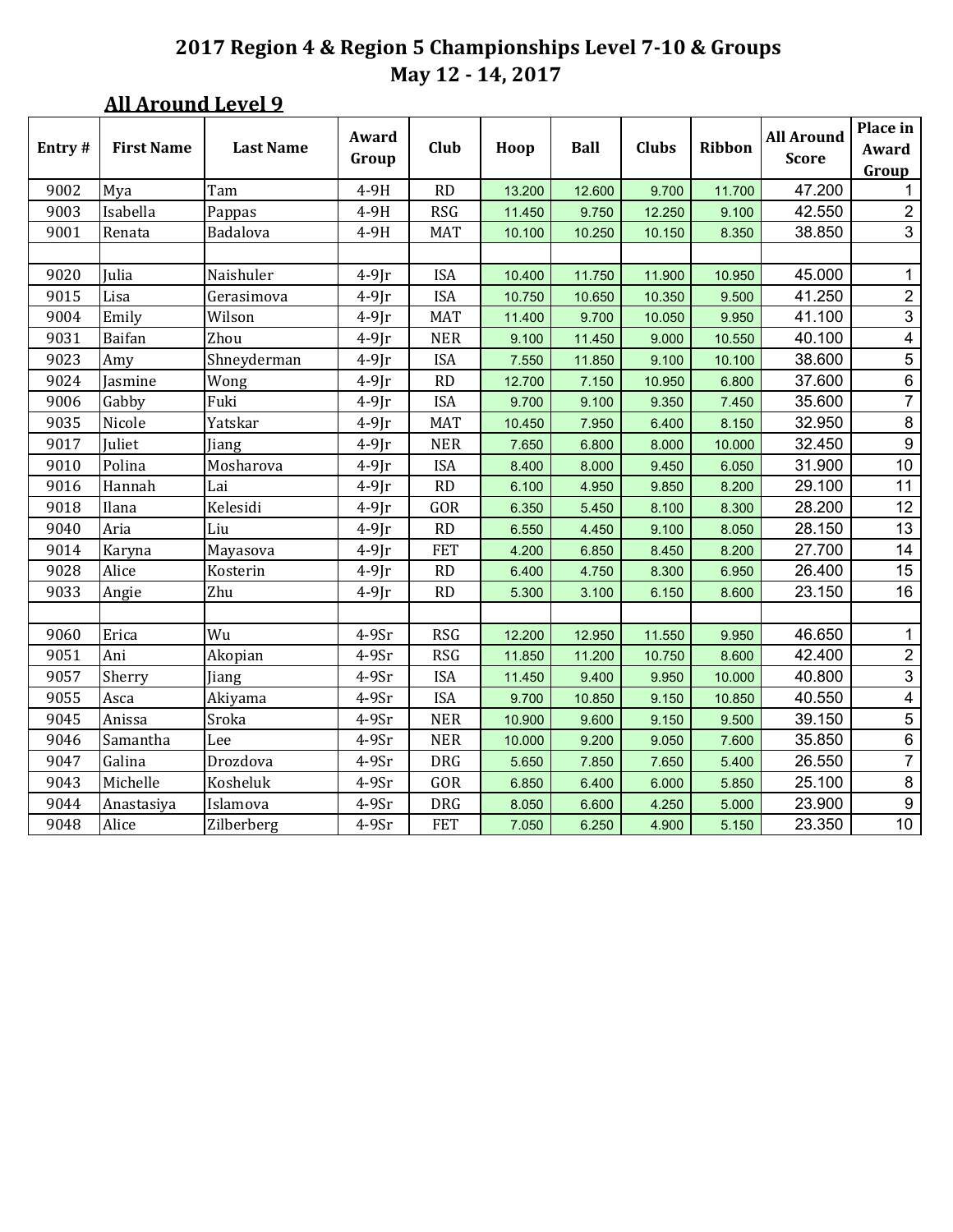# 2017 Region 4 & Region 5 Championships Level 7-10 & Groups
## May 12 - 14, 2017

### All Around Level 9

| Entry # | First Name | Last Name | Award Group | Club | Hoop | Ball | Clubs | Ribbon | All Around Score | Place in Award Group |
|---|---|---|---|---|---|---|---|---|---|---|
| 9002 | Mya | Tam | 4-9H | RD | 13.200 | 12.600 | 9.700 | 11.700 | 47.200 | 1 |
| 9003 | Isabella | Pappas | 4-9H | RSG | 11.450 | 9.750 | 12.250 | 9.100 | 42.550 | 2 |
| 9001 | Renata | Badalova | 4-9H | MAT | 10.100 | 10.250 | 10.150 | 8.350 | 38.850 | 3 |
| | | | | | | | | | | |
| 9020 | Julia | Naishuler | 4-9Jr | ISA | 10.400 | 11.750 | 11.900 | 10.950 | 45.000 | 1 |
| 9015 | Lisa | Gerasimova | 4-9Jr | ISA | 10.750 | 10.650 | 10.350 | 9.500 | 41.250 | 2 |
| 9004 | Emily | Wilson | 4-9Jr | MAT | 11.400 | 9.700 | 10.050 | 9.950 | 41.100 | 3 |
| 9031 | Baifan | Zhou | 4-9Jr | NER | 9.100 | 11.450 | 9.000 | 10.550 | 40.100 | 4 |
| 9023 | Amy | Shneyderman | 4-9Jr | ISA | 7.550 | 11.850 | 9.100 | 10.100 | 38.600 | 5 |
| 9024 | Jasmine | Wong | 4-9Jr | RD | 12.700 | 7.150 | 10.950 | 6.800 | 37.600 | 6 |
| 9006 | Gabby | Fuki | 4-9Jr | ISA | 9.700 | 9.100 | 9.350 | 7.450 | 35.600 | 7 |
| 9035 | Nicole | Yatskar | 4-9Jr | MAT | 10.450 | 7.950 | 6.400 | 8.150 | 32.950 | 8 |
| 9017 | Juliet | Jiang | 4-9Jr | NER | 7.650 | 6.800 | 8.000 | 10.000 | 32.450 | 9 |
| 9010 | Polina | Mosharova | 4-9Jr | ISA | 8.400 | 8.000 | 9.450 | 6.050 | 31.900 | 10 |
| 9016 | Hannah | Lai | 4-9Jr | RD | 6.100 | 4.950 | 9.850 | 8.200 | 29.100 | 11 |
| 9018 | Ilana | Kelesidi | 4-9Jr | GOR | 6.350 | 5.450 | 8.100 | 8.300 | 28.200 | 12 |
| 9040 | Aria | Liu | 4-9Jr | RD | 6.550 | 4.450 | 9.100 | 8.050 | 28.150 | 13 |
| 9014 | Karyna | Mayasova | 4-9Jr | FET | 4.200 | 6.850 | 8.450 | 8.200 | 27.700 | 14 |
| 9028 | Alice | Kosterin | 4-9Jr | RD | 6.400 | 4.750 | 8.300 | 6.950 | 26.400 | 15 |
| 9033 | Angie | Zhu | 4-9Jr | RD | 5.300 | 3.100 | 6.150 | 8.600 | 23.150 | 16 |
| | | | | | | | | | | |
| 9060 | Erica | Wu | 4-9Sr | RSG | 12.200 | 12.950 | 11.550 | 9.950 | 46.650 | 1 |
| 9051 | Ani | Akopian | 4-9Sr | RSG | 11.850 | 11.200 | 10.750 | 8.600 | 42.400 | 2 |
| 9057 | Sherry | Jiang | 4-9Sr | ISA | 11.450 | 9.400 | 9.950 | 10.000 | 40.800 | 3 |
| 9055 | Asca | Akiyama | 4-9Sr | ISA | 9.700 | 10.850 | 9.150 | 10.850 | 40.550 | 4 |
| 9045 | Anissa | Sroka | 4-9Sr | NER | 10.900 | 9.600 | 9.150 | 9.500 | 39.150 | 5 |
| 9046 | Samantha | Lee | 4-9Sr | NER | 10.000 | 9.200 | 9.050 | 7.600 | 35.850 | 6 |
| 9047 | Galina | Drozdova | 4-9Sr | DRG | 5.650 | 7.850 | 7.650 | 5.400 | 26.550 | 7 |
| 9043 | Michelle | Kosheluk | 4-9Sr | GOR | 6.850 | 6.400 | 6.000 | 5.850 | 25.100 | 8 |
| 9044 | Anastasiya | Islamova | 4-9Sr | DRG | 8.050 | 6.600 | 4.250 | 5.000 | 23.900 | 9 |
| 9048 | Alice | Zilberberg | 4-9Sr | FET | 7.050 | 6.250 | 4.900 | 5.150 | 23.350 | 10 |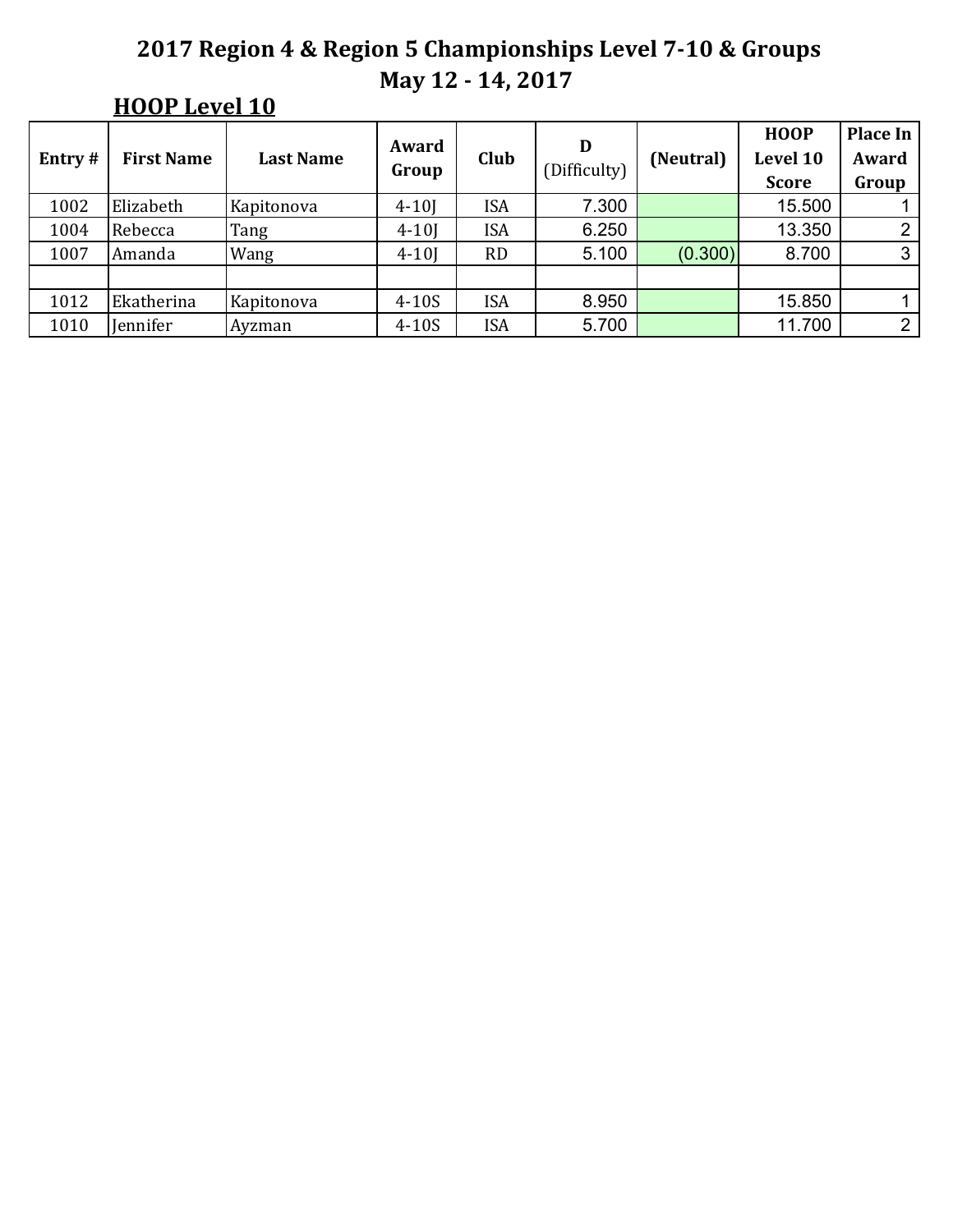# 2017 Region 4 & Region 5 Championships Level 7-10 & Groups

## May 12 - 14, 2017

### HOOP Level 10

| Entry # | First Name | Last Name | Award Group | Club | D (Difficulty) | (Neutral) | HOOP Level 10 Score | Place In Award Group |
|---|---|---|---|---|---|---|---|---|
| 1002 | Elizabeth | Kapitonova | 4-10J | ISA | 7.300 | | 15.500 | 1 |
| 1004 | Rebecca | Tang | 4-10J | ISA | 6.250 | | 13.350 | 2 |
| 1007 | Amanda | Wang | 4-10J | RD | 5.100 | (0.300) | 8.700 | 3 |
| | | | | | | | | |
| 1012 | Ekatherina | Kapitonova | 4-10S | ISA | 8.950 | | 15.850 | 1 |
| 1010 | Jennifer | Ayzman | 4-10S | ISA | 5.700 | | 11.700 | 2 |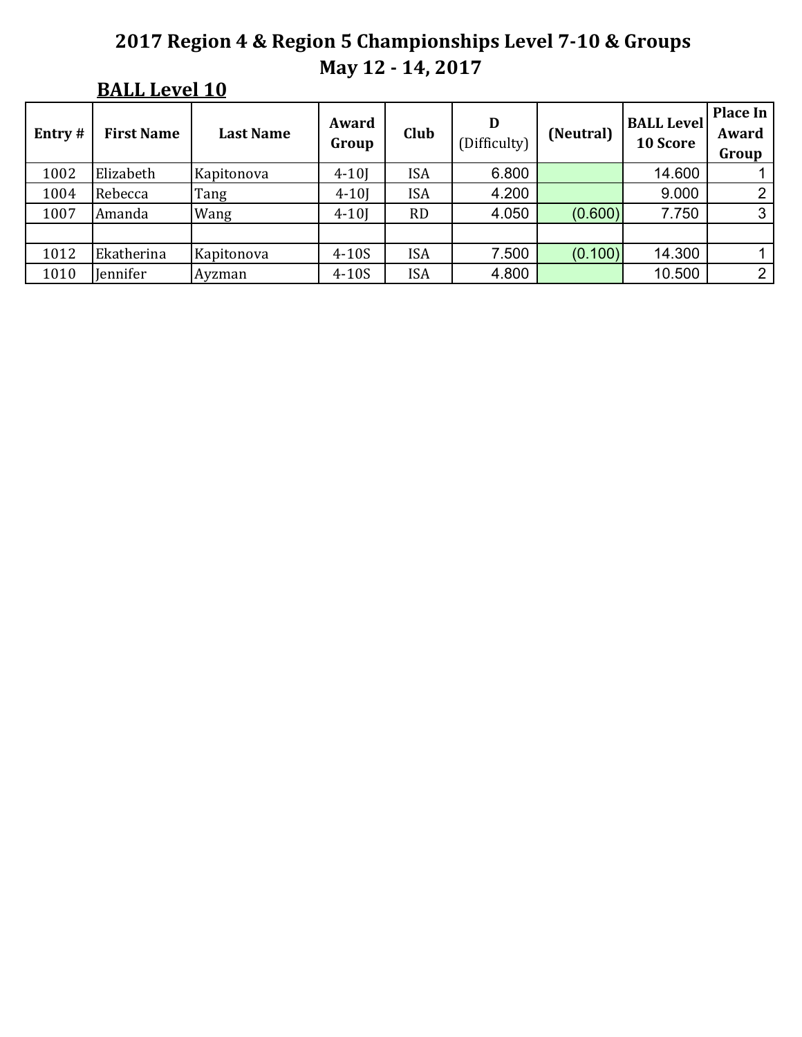# 2017 Region 4 & Region 5 Championships Level 7-10 & Groups

## May 12 - 14, 2017

### BALL Level 10

| Entry # | First Name | Last Name | Award Group | Club | D (Difficulty) | (Neutral) | BALL Level 10 Score | Place In Award Group |
|---|---|---|---|---|---|---|---|---|
| 1002 | Elizabeth | Kapitonova | 4-10J | ISA | 6.800 | | 14.600 | 1 |
| 1004 | Rebecca | Tang | 4-10J | ISA | 4.200 | | 9.000 | 2 |
| 1007 | Amanda | Wang | 4-10J | RD | 4.050 | (0.600) | 7.750 | 3 |
| | | | | | | | | |
| 1012 | Ekatherina | Kapitonova | 4-10S | ISA | 7.500 | (0.100) | 14.300 | 1 |
| 1010 | Jennifer | Ayzman | 4-10S | ISA | 4.800 | | 10.500 | 2 |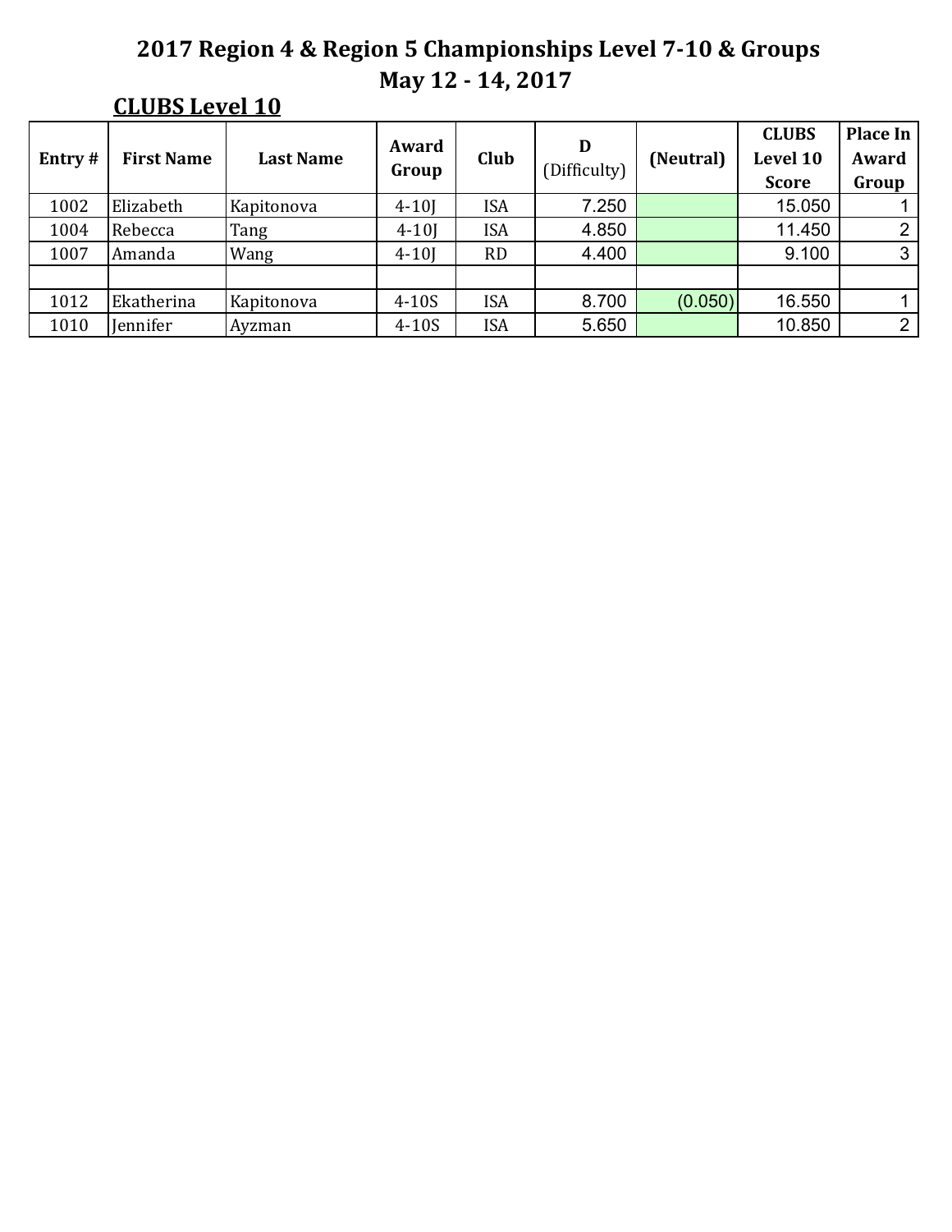# 2017 Region 4 & Region 5 Championships Level 7-10 & Groups

## May 12 - 14, 2017

### CLUBS Level 10

| Entry # | First Name | Last Name | Award Group | Club | D (Difficulty) | (Neutral) | CLUBS Level 10 Score | Place In Award Group |
|---|---|---|---|---|---|---|---|---|
| 1002 | Elizabeth | Kapitonova | 4-10J | ISA | 7.250 | | 15.050 | 1 |
| 1004 | Rebecca | Tang | 4-10J | ISA | 4.850 | | 11.450 | 2 |
| 1007 | Amanda | Wang | 4-10J | RD | 4.400 | | 9.100 | 3 |
| | | | | | | | | |
| 1012 | Ekatherina | Kapitonova | 4-10S | ISA | 8.700 | (0.050) | 16.550 | 1 |
| 1010 | Jennifer | Ayzman | 4-10S | ISA | 5.650 | | 10.850 | 2 |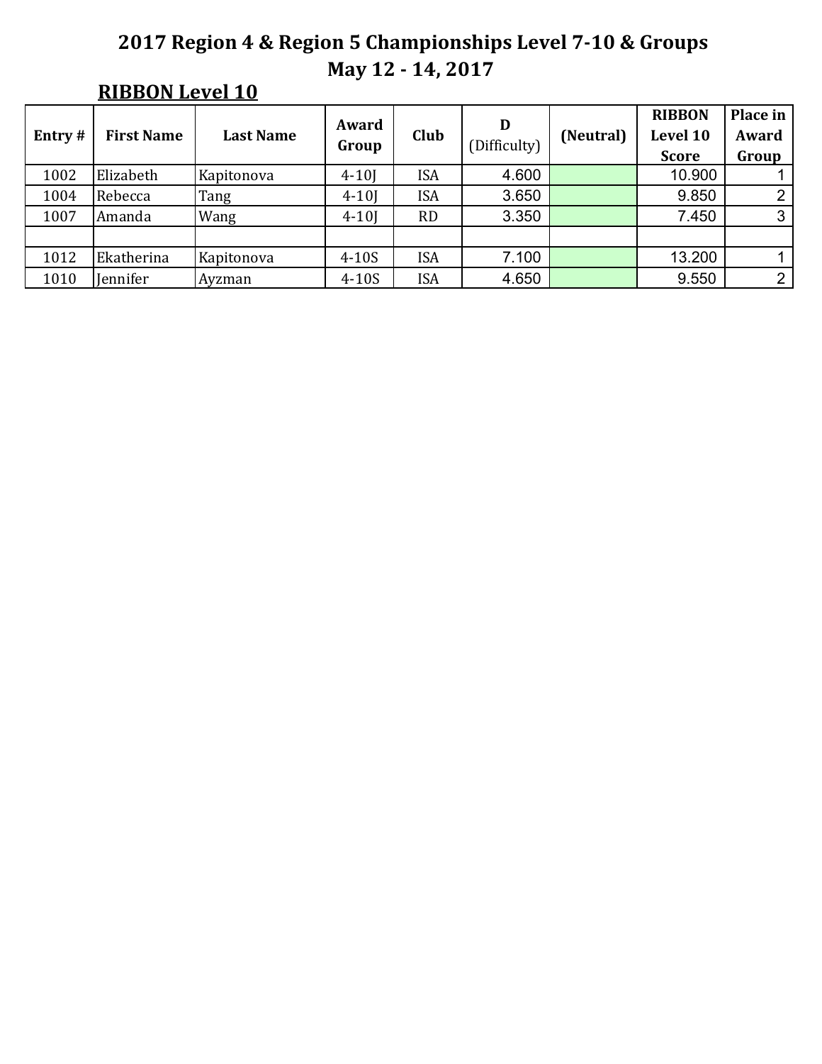# 2017 Region 4 & Region 5 Championships Level 7-10 & Groups

## May 12 - 14, 2017

### RIBBON Level 10

| Entry # | First Name | Last Name | Award Group | Club | D (Difficulty) | (Neutral) | RIBBON Level 10 Score | Place in Award Group |
|---|---|---|---|---|---|---|---|---|
| 1002 | Elizabeth | Kapitonova | 4-10J | ISA | 4.600 | | 10.900 | 1 |
| 1004 | Rebecca | Tang | 4-10J | ISA | 3.650 | | 9.850 | 2 |
| 1007 | Amanda | Wang | 4-10J | RD | 3.350 | | 7.450 | 3 |
| | | | | | | | | |
| 1012 | Ekatherina | Kapitonova | 4-10S | ISA | 7.100 | | 13.200 | 1 |
| 1010 | Jennifer | Ayzman | 4-10S | ISA | 4.650 | | 9.550 | 2 |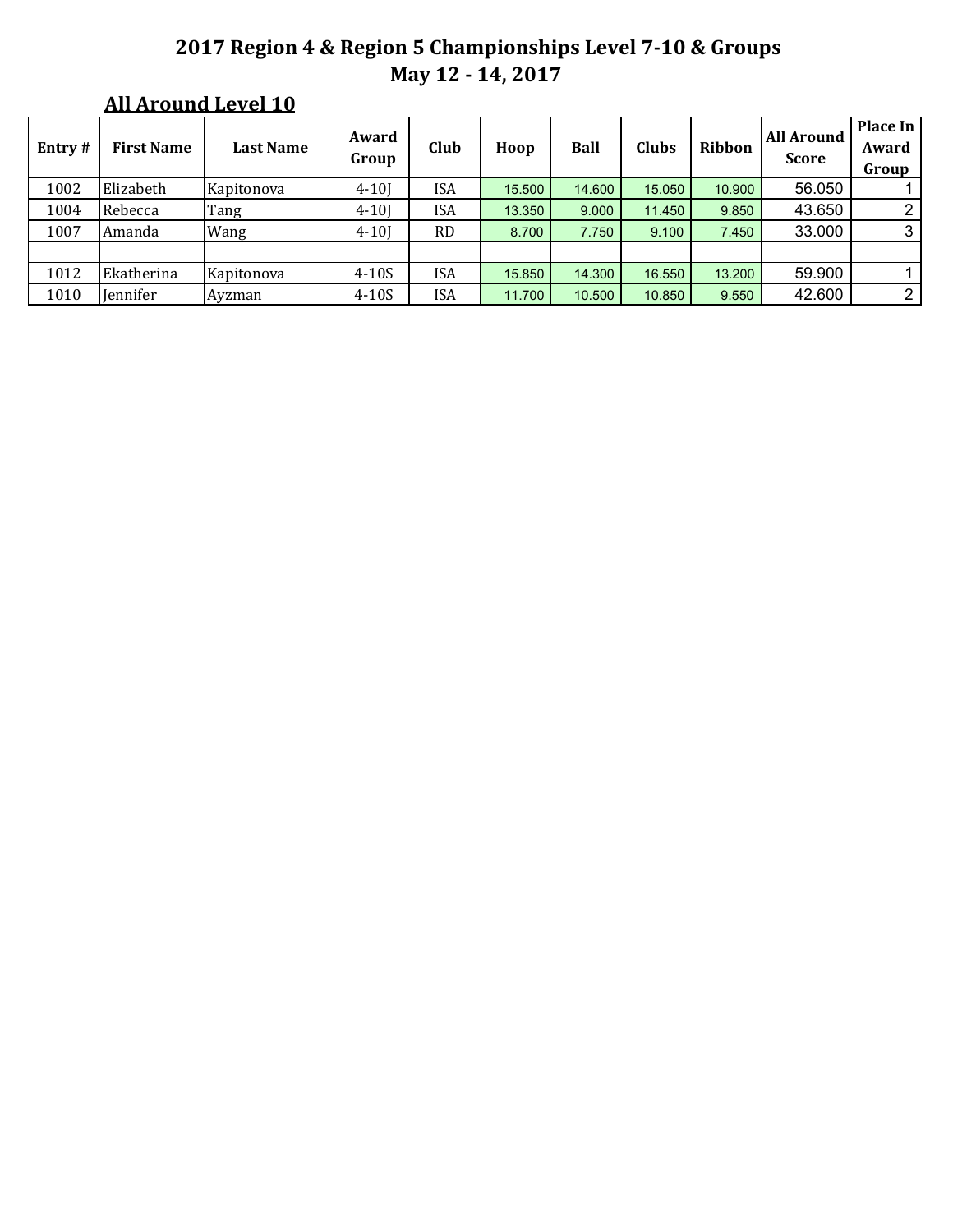# 2017 Region 4 & Region 5 Championships Level 7-10 & Groups

## May 12 - 14, 2017

### All Around Level 10

| Entry # | First Name | Last Name | Award Group | Club | Hoop | Ball | Clubs | Ribbon | All Around Score | Place In Award Group |
|---|---|---|---|---|---|---|---|---|---|---|
| 1002 | Elizabeth | Kapitonova | 4-10J | ISA | 15.500 | 14.600 | 15.050 | 10.900 | 56.050 | 1 |
| 1004 | Rebecca | Tang | 4-10J | ISA | 13.350 | 9.000 | 11.450 | 9.850 | 43.650 | 2 |
| 1007 | Amanda | Wang | 4-10J | RD | 8.700 | 7.750 | 9.100 | 7.450 | 33.000 | 3 |
| | | | | | | | | | | |
| 1012 | Ekatherina | Kapitonova | 4-10S | ISA | 15.850 | 14.300 | 16.550 | 13.200 | 59.900 | 1 |
| 1010 | Jennifer | Ayzman | 4-10S | ISA | 11.700 | 10.500 | 10.850 | 9.550 | 42.600 | 2 |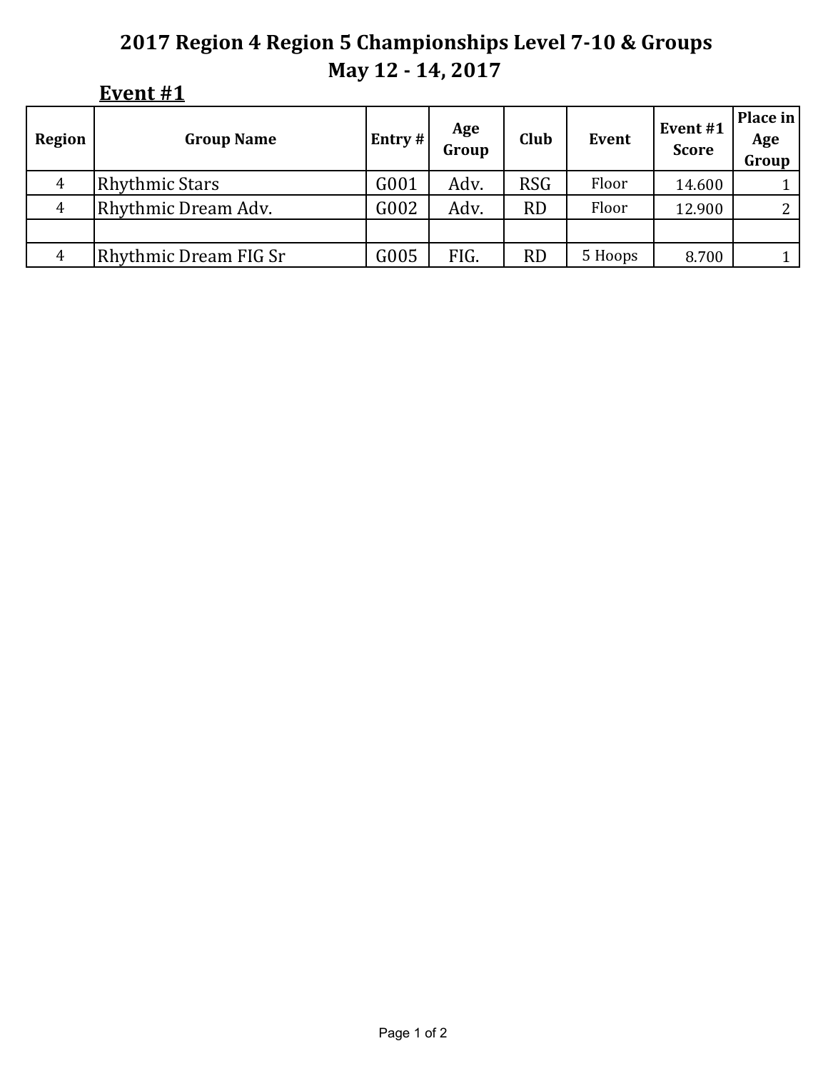# 2017 Region 4 Region 5 Championships Level 7-10 & Groups

## May 12 - 14, 2017

### Event #1

| Region | Group Name | Entry # | Age Group | Club | Event | Event #1 Score | Place in Age Group |
|---|---|---|---|---|---|---|---|
| 4 | Rhythmic Stars | G001 | Adv. | RSG | Floor | 14.600 | 1 |
| 4 | Rhythmic Dream Adv. | G002 | Adv. | RD | Floor | 12.900 | 2 |
| | | | | | | | |
| 4 | Rhythmic Dream FIG Sr | G005 | FIG. | RD | 5 Hoops | 8.700 | 1 |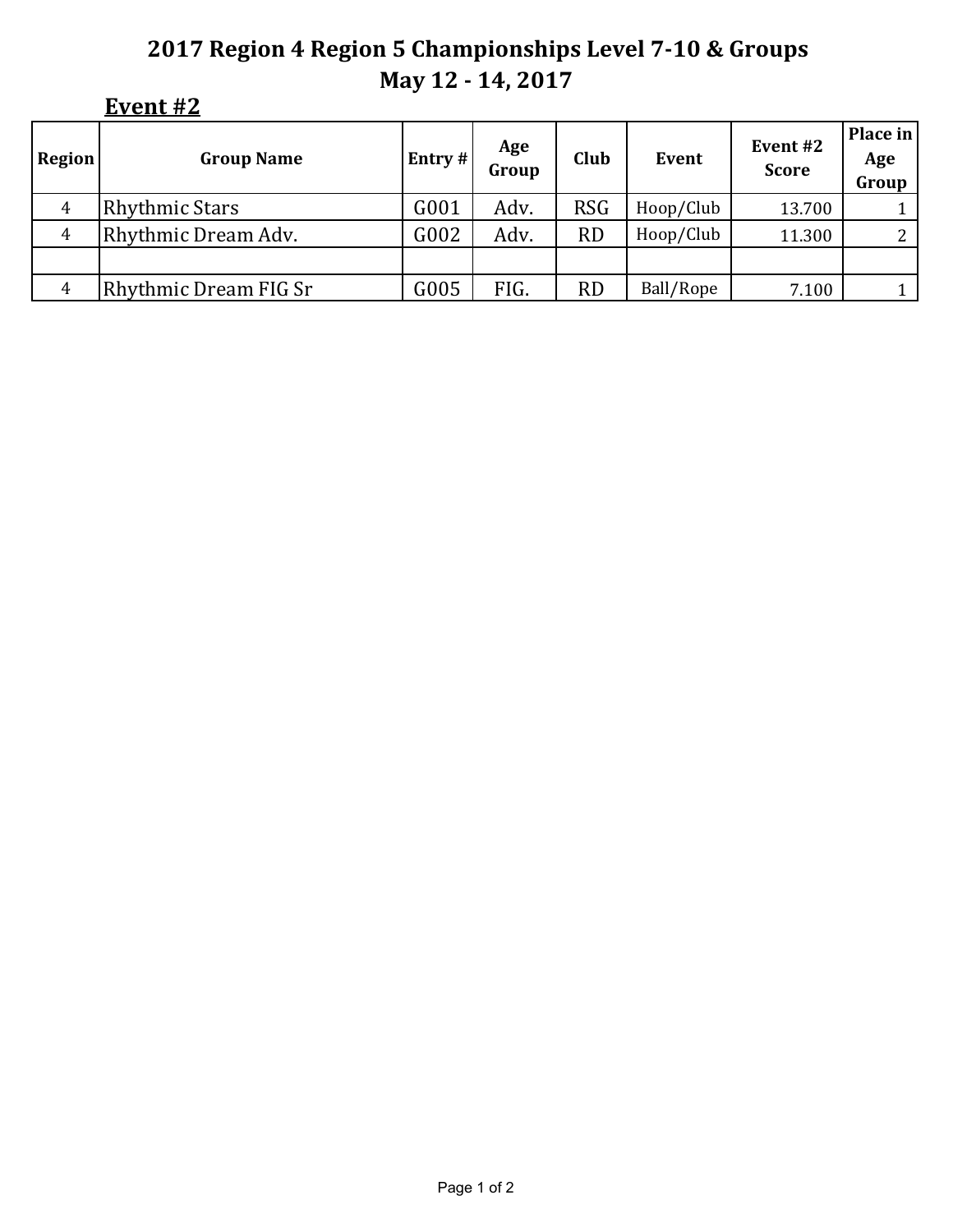# 2017 Region 4 Region 5 Championships Level 7-10 & Groups

## May 12 - 14, 2017

**Event #2**

| Region | Group Name | Entry # | Age Group | Club | Event | Event #2 Score | Place in Age Group |
|---|---|---|---|---|---|---|---|
| 4 | Rhythmic Stars | G001 | Adv. | RSG | Hoop/Club | 13.700 | 1 |
| 4 | Rhythmic Dream Adv. | G002 | Adv. | RD | Hoop/Club | 11.300 | 2 |
| | | | | | | | |
| 4 | Rhythmic Dream FIG Sr | G005 | FIG. | RD | Ball/Rope | 7.100 | 1 |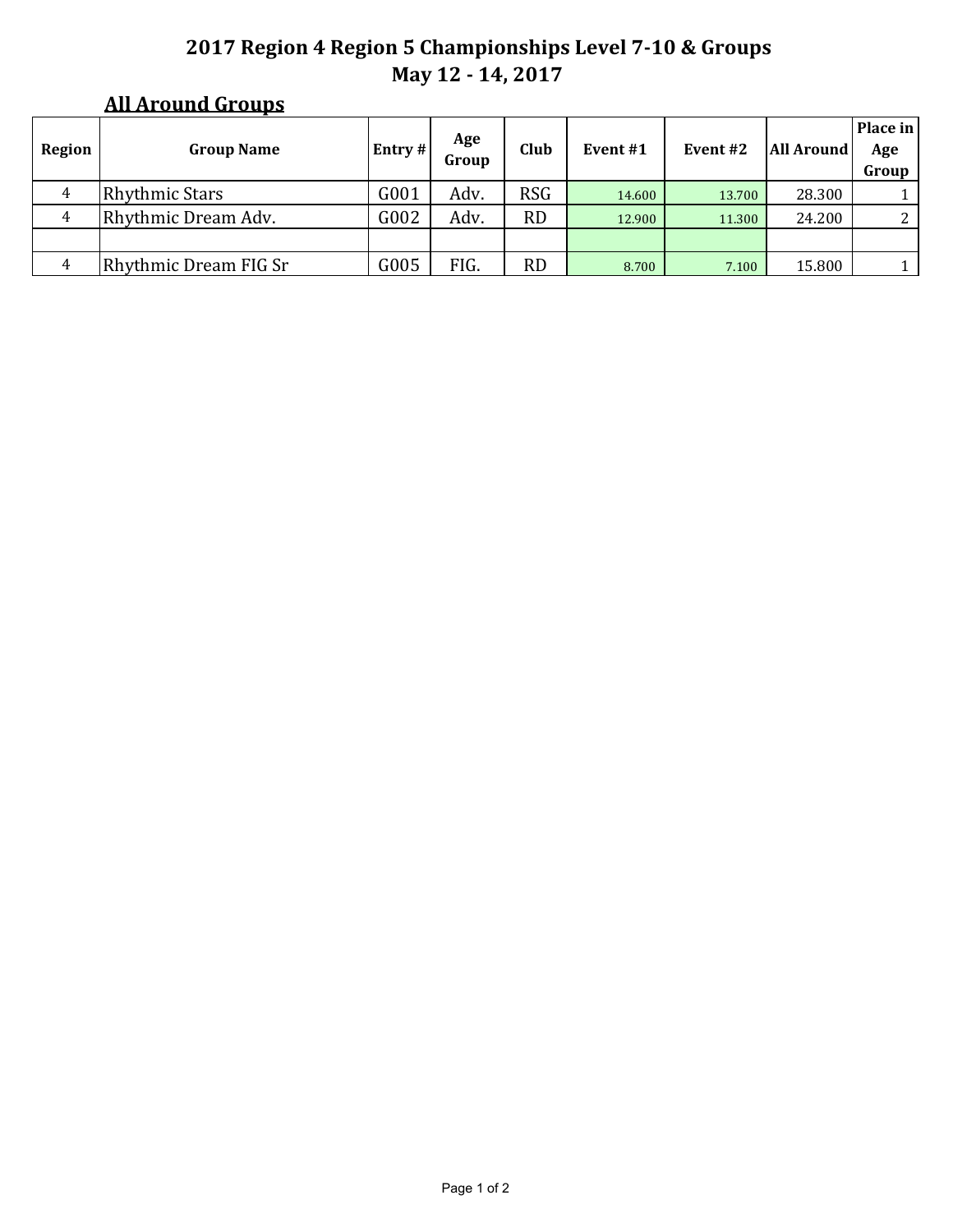# 2017 Region 4 Region 5 Championships Level 7-10 & Groups

## May 12 - 14, 2017

### All Around Groups

| Region | Group Name | Entry # | Age Group | Club | Event #1 | Event #2 | All Around | Place in Age Group |
|---|---|---|---|---|---|---|---|---|
| 4 | Rhythmic Stars | G001 | Adv. | RSG | 14.600 | 13.700 | 28.300 | 1 |
| 4 | Rhythmic Dream Adv. | G002 | Adv. | RD | 12.900 | 11.300 | 24.200 | 2 |
| | | | | | | | | |
| 4 | Rhythmic Dream FIG Sr | G005 | FIG. | RD | 8.700 | 7.100 | 15.800 | 1 |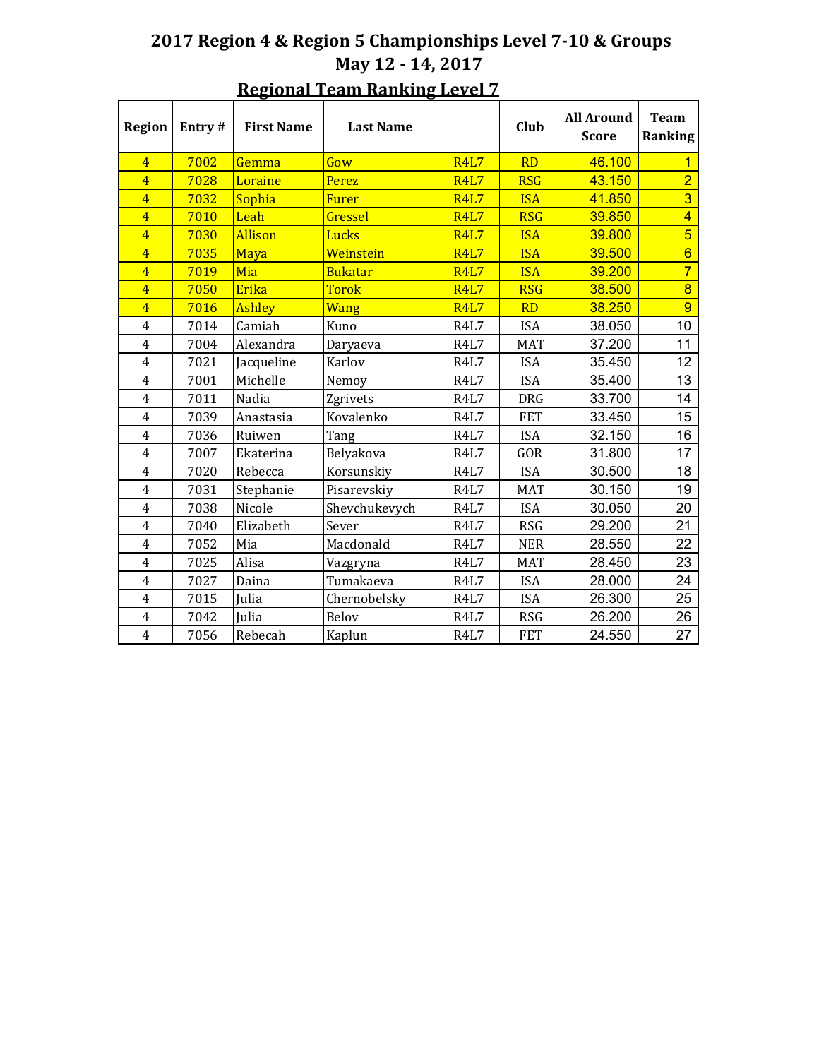# 2017 Region 4 & Region 5 Championships Level 7-10 & Groups

## May 12 - 14, 2017

### Regional Team Ranking Level 7

| Region | Entry # | First Name | Last Name | | Club | All Around Score | Team Ranking |
|---|---|---|---|---|---|---|---|
| 4 | 7002 | Gemma | Gow | R4L7 | RD | 46.100 | 1 |
| 4 | 7028 | Loraine | Perez | R4L7 | RSG | 43.150 | 2 |
| 4 | 7032 | Sophia | Furer | R4L7 | ISA | 41.850 | 3 |
| 4 | 7010 | Leah | Gressel | R4L7 | RSG | 39.850 | 4 |
| 4 | 7030 | Allison | Lucks | R4L7 | ISA | 39.800 | 5 |
| 4 | 7035 | Maya | Weinstein | R4L7 | ISA | 39.500 | 6 |
| 4 | 7019 | Mia | Bukatar | R4L7 | ISA | 39.200 | 7 |
| 4 | 7050 | Erika | Torok | R4L7 | RSG | 38.500 | 8 |
| 4 | 7016 | Ashley | Wang | R4L7 | RD | 38.250 | 9 |
| 4 | 7014 | Camiah | Kuno | R4L7 | ISA | 38.050 | 10 |
| 4 | 7004 | Alexandra | Daryaeva | R4L7 | MAT | 37.200 | 11 |
| 4 | 7021 | Jacqueline | Karlov | R4L7 | ISA | 35.450 | 12 |
| 4 | 7001 | Michelle | Nemoy | R4L7 | ISA | 35.400 | 13 |
| 4 | 7011 | Nadia | Zgrivets | R4L7 | DRG | 33.700 | 14 |
| 4 | 7039 | Anastasia | Kovalenko | R4L7 | FET | 33.450 | 15 |
| 4 | 7036 | Ruiwen | Tang | R4L7 | ISA | 32.150 | 16 |
| 4 | 7007 | Ekaterina | Belyakova | R4L7 | GOR | 31.800 | 17 |
| 4 | 7020 | Rebecca | Korsunskiy | R4L7 | ISA | 30.500 | 18 |
| 4 | 7031 | Stephanie | Pisarevskiy | R4L7 | MAT | 30.150 | 19 |
| 4 | 7038 | Nicole | Shevchukevych | R4L7 | ISA | 30.050 | 20 |
| 4 | 7040 | Elizabeth | Sever | R4L7 | RSG | 29.200 | 21 |
| 4 | 7052 | Mia | Macdonald | R4L7 | NER | 28.550 | 22 |
| 4 | 7025 | Alisa | Vazgryna | R4L7 | MAT | 28.450 | 23 |
| 4 | 7027 | Daina | Tumakaeva | R4L7 | ISA | 28.000 | 24 |
| 4 | 7015 | Julia | Chernobelsky | R4L7 | ISA | 26.300 | 25 |
| 4 | 7042 | Julia | Belov | R4L7 | RSG | 26.200 | 26 |
| 4 | 7056 | Rebecah | Kaplun | R4L7 | FET | 24.550 | 27 |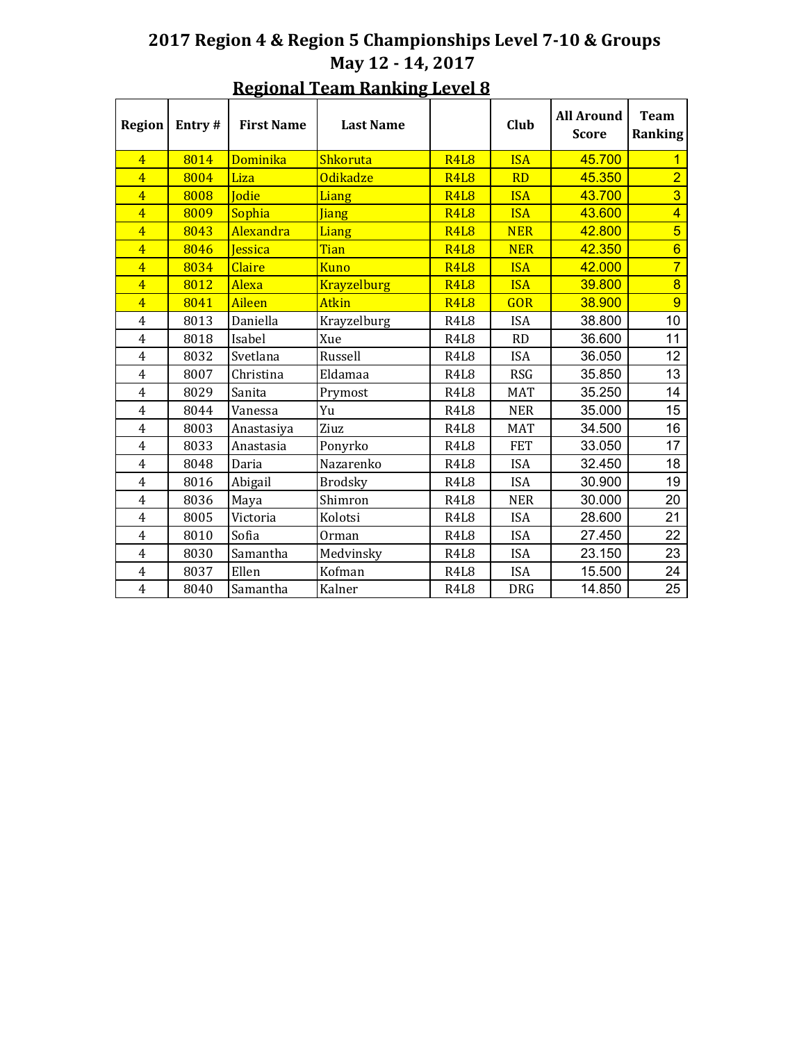# 2017 Region 4 & Region 5 Championships Level 7-10 & Groups

## May 12 - 14, 2017

### Regional Team Ranking Level 8

| Region | Entry # | First Name | Last Name | | Club | All Around Score | Team Ranking |
|---|---|---|---|---|---|---|---|
| 4 | 8014 | Dominika | Shkoruta | R4L8 | ISA | 45.700 | 1 |
| 4 | 8004 | Liza | Odikadze | R4L8 | RD | 45.350 | 2 |
| 4 | 8008 | Jodie | Liang | R4L8 | ISA | 43.700 | 3 |
| 4 | 8009 | Sophia | Jiang | R4L8 | ISA | 43.600 | 4 |
| 4 | 8043 | Alexandra | Liang | R4L8 | NER | 42.800 | 5 |
| 4 | 8046 | Jessica | Tian | R4L8 | NER | 42.350 | 6 |
| 4 | 8034 | Claire | Kuno | R4L8 | ISA | 42.000 | 7 |
| 4 | 8012 | Alexa | Krayzelburg | R4L8 | ISA | 39.800 | 8 |
| 4 | 8041 | Aileen | Atkin | R4L8 | GOR | 38.900 | 9 |
| 4 | 8013 | Daniella | Krayzelburg | R4L8 | ISA | 38.800 | 10 |
| 4 | 8018 | Isabel | Xue | R4L8 | RD | 36.600 | 11 |
| 4 | 8032 | Svetlana | Russell | R4L8 | ISA | 36.050 | 12 |
| 4 | 8007 | Christina | Eldamaa | R4L8 | RSG | 35.850 | 13 |
| 4 | 8029 | Sanita | Prymost | R4L8 | MAT | 35.250 | 14 |
| 4 | 8044 | Vanessa | Yu | R4L8 | NER | 35.000 | 15 |
| 4 | 8003 | Anastasiya | Ziuz | R4L8 | MAT | 34.500 | 16 |
| 4 | 8033 | Anastasia | Ponyrko | R4L8 | FET | 33.050 | 17 |
| 4 | 8048 | Daria | Nazarenko | R4L8 | ISA | 32.450 | 18 |
| 4 | 8016 | Abigail | Brodsky | R4L8 | ISA | 30.900 | 19 |
| 4 | 8036 | Maya | Shimron | R4L8 | NER | 30.000 | 20 |
| 4 | 8005 | Victoria | Kolotsi | R4L8 | ISA | 28.600 | 21 |
| 4 | 8010 | Sofia | Orman | R4L8 | ISA | 27.450 | 22 |
| 4 | 8030 | Samantha | Medvinsky | R4L8 | ISA | 23.150 | 23 |
| 4 | 8037 | Ellen | Kofman | R4L8 | ISA | 15.500 | 24 |
| 4 | 8040 | Samantha | Kalner | R4L8 | DRG | 14.850 | 25 |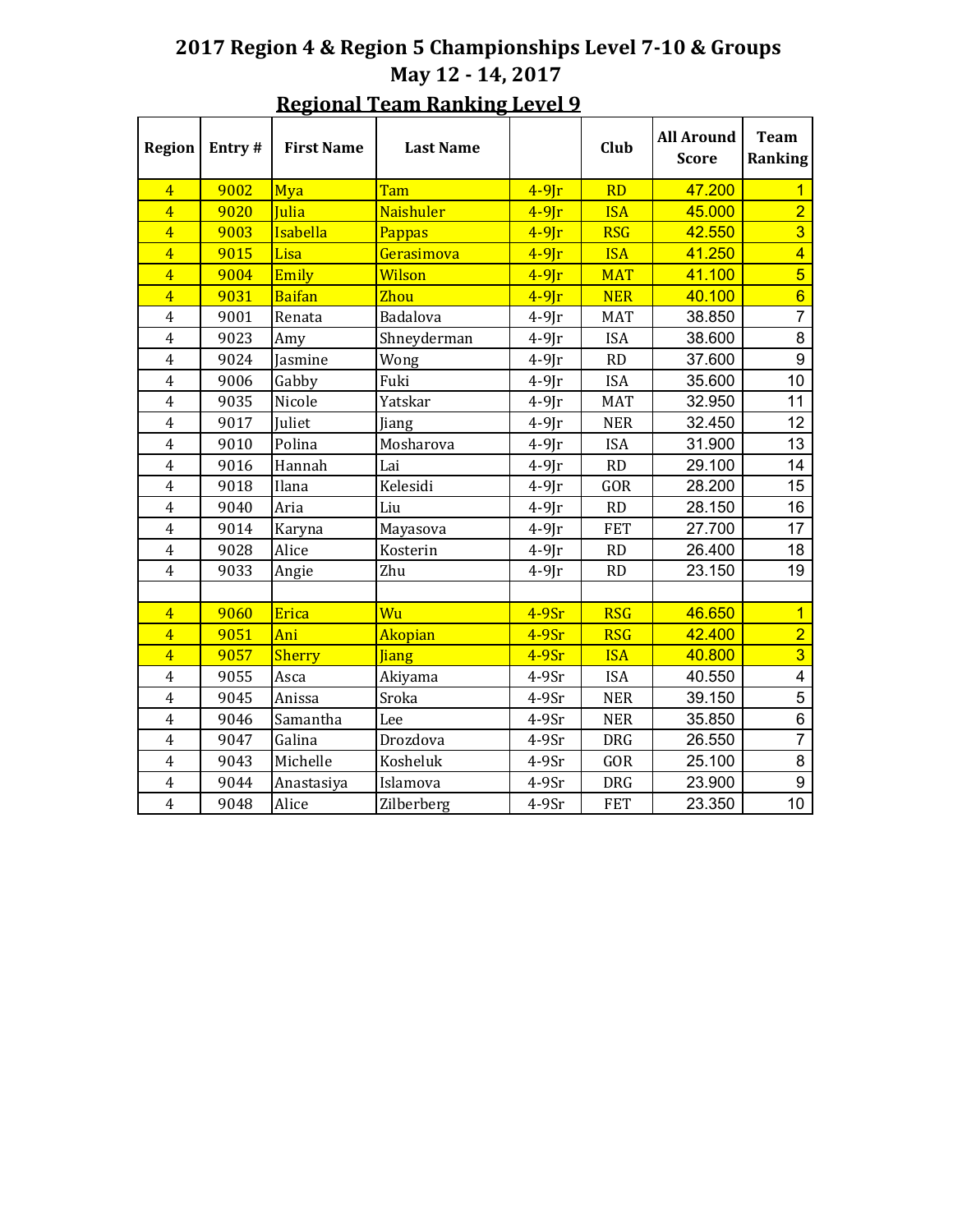# 2017 Region 4 & Region 5 Championships Level 7-10 & Groups

## May 12 - 14, 2017

### Regional Team Ranking Level 9

| Region | Entry # | First Name | Last Name | | Club | All Around Score | Team Ranking |
|---|---|---|---|---|---|---|---|
| 4 | 9002 | Mya | Tam | 4-9Jr | RD | 47.200 | 1 |
| 4 | 9020 | Julia | Naishuler | 4-9Jr | ISA | 45.000 | 2 |
| 4 | 9003 | Isabella | Pappas | 4-9Jr | RSG | 42.550 | 3 |
| 4 | 9015 | Lisa | Gerasimova | 4-9Jr | ISA | 41.250 | 4 |
| 4 | 9004 | Emily | Wilson | 4-9Jr | MAT | 41.100 | 5 |
| 4 | 9031 | Baifan | Zhou | 4-9Jr | NER | 40.100 | 6 |
| 4 | 9001 | Renata | Badalova | 4-9Jr | MAT | 38.850 | 7 |
| 4 | 9023 | Amy | Shneyderman | 4-9Jr | ISA | 38.600 | 8 |
| 4 | 9024 | Jasmine | Wong | 4-9Jr | RD | 37.600 | 9 |
| 4 | 9006 | Gabby | Fuki | 4-9Jr | ISA | 35.600 | 10 |
| 4 | 9035 | Nicole | Yatskar | 4-9Jr | MAT | 32.950 | 11 |
| 4 | 9017 | Juliet | Jiang | 4-9Jr | NER | 32.450 | 12 |
| 4 | 9010 | Polina | Mosharova | 4-9Jr | ISA | 31.900 | 13 |
| 4 | 9016 | Hannah | Lai | 4-9Jr | RD | 29.100 | 14 |
| 4 | 9018 | Ilana | Kelesidi | 4-9Jr | GOR | 28.200 | 15 |
| 4 | 9040 | Aria | Liu | 4-9Jr | RD | 28.150 | 16 |
| 4 | 9014 | Karyna | Mayasova | 4-9Jr | FET | 27.700 | 17 |
| 4 | 9028 | Alice | Kosterin | 4-9Jr | RD | 26.400 | 18 |
| 4 | 9033 | Angie | Zhu | 4-9Jr | RD | 23.150 | 19 |
| | | | | | | | |
| 4 | 9060 | Erica | Wu | 4-9Sr | RSG | 46.650 | 1 |
| 4 | 9051 | Ani | Akopian | 4-9Sr | RSG | 42.400 | 2 |
| 4 | 9057 | Sherry | Jiang | 4-9Sr | ISA | 40.800 | 3 |
| 4 | 9055 | Asca | Akiyama | 4-9Sr | ISA | 40.550 | 4 |
| 4 | 9045 | Anissa | Sroka | 4-9Sr | NER | 39.150 | 5 |
| 4 | 9046 | Samantha | Lee | 4-9Sr | NER | 35.850 | 6 |
| 4 | 9047 | Galina | Drozdova | 4-9Sr | DRG | 26.550 | 7 |
| 4 | 9043 | Michelle | Kosheluk | 4-9Sr | GOR | 25.100 | 8 |
| 4 | 9044 | Anastasiya | Islamova | 4-9Sr | DRG | 23.900 | 9 |
| 4 | 9048 | Alice | Zilberberg | 4-9Sr | FET | 23.350 | 10 |